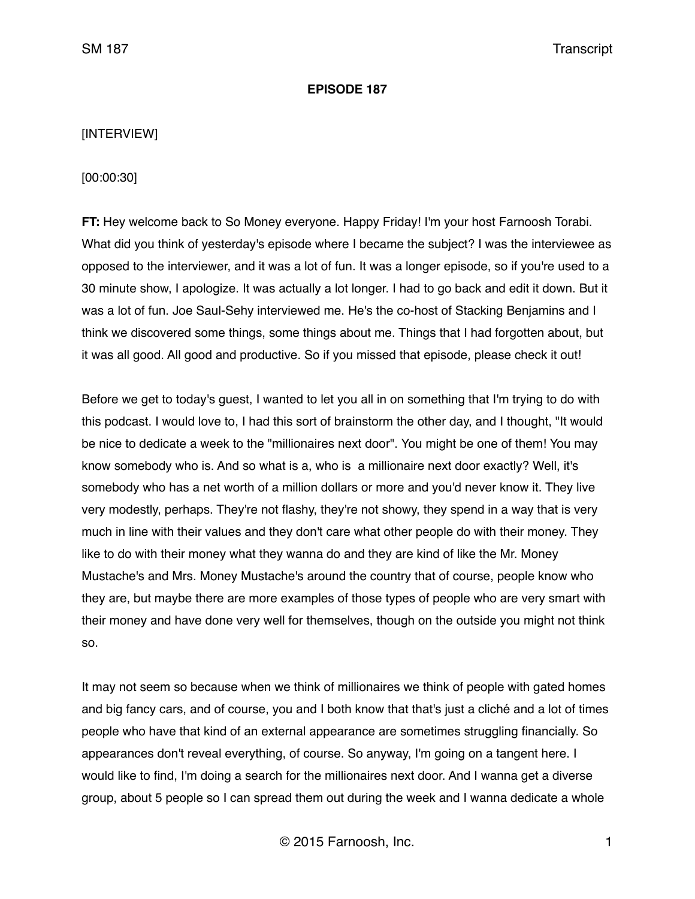**EPISODE 187**

[INTERVIEW]

[00:00:30]

**FT:** Hey welcome back to So Money everyone. Happy Friday! I'm your host Farnoosh Torabi. What did you think of yesterday's episode where I became the subject? I was the interviewee as opposed to the interviewer, and it was a lot of fun. It was a longer episode, so if you're used to a 30 minute show, I apologize. It was actually a lot longer. I had to go back and edit it down. But it was a lot of fun. Joe Saul-Sehy interviewed me. He's the co-host of Stacking Benjamins and I think we discovered some things, some things about me. Things that I had forgotten about, but it was all good. All good and productive. So if you missed that episode, please check it out!

Before we get to today's guest, I wanted to let you all in on something that I'm trying to do with this podcast. I would love to, I had this sort of brainstorm the other day, and I thought, "It would be nice to dedicate a week to the "millionaires next door". You might be one of them! You may know somebody who is. And so what is a, who is  a millionaire next door exactly? Well, it's somebody who has a net worth of a million dollars or more and you'd never know it. They live very modestly, perhaps. They're not flashy, they're not showy, they spend in a way that is very much in line with their values and they don't care what other people do with their money. They like to do with their money what they wanna do and they are kind of like the Mr. Money Mustache's and Mrs. Money Mustache's around the country that of course, people know who they are, but maybe there are more examples of those types of people who are very smart with their money and have done very well for themselves, though on the outside you might not think so.

It may not seem so because when we think of millionaires we think of people with gated homes and big fancy cars, and of course, you and I both know that that's just a cliché and a lot of times people who have that kind of an external appearance are sometimes struggling financially. So appearances don't reveal everything, of course. So anyway, I'm going on a tangent here. I would like to find, I'm doing a search for the millionaires next door. And I wanna get a diverse group, about 5 people so I can spread them out during the week and I wanna dedicate a whole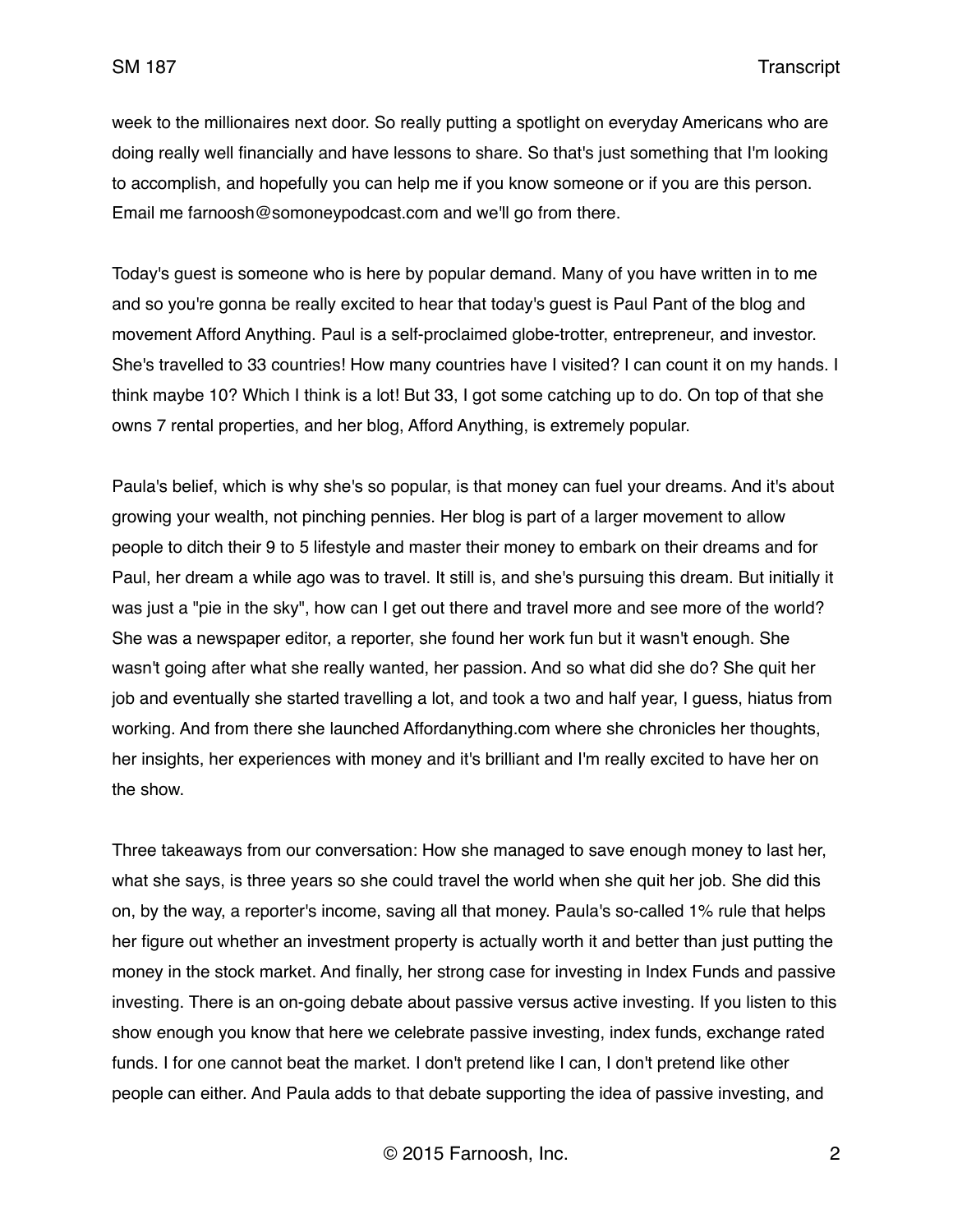week to the millionaires next door. So really putting a spotlight on everyday Americans who are doing really well financially and have lessons to share. So that's just something that I'm looking to accomplish, and hopefully you can help me if you know someone or if you are this person. Email me farnoosh@somoneypodcast.com and we'll go from there.

Today's guest is someone who is here by popular demand. Many of you have written in to me and so you're gonna be really excited to hear that today's guest is Paul Pant of the blog and movement Afford Anything. Paul is a self-proclaimed globe-trotter, entrepreneur, and investor. She's travelled to 33 countries! How many countries have I visited? I can count it on my hands. I think maybe 10? Which I think is a lot! But 33, I got some catching up to do. On top of that she owns 7 rental properties, and her blog, Afford Anything, is extremely popular.

Paula's belief, which is why she's so popular, is that money can fuel your dreams. And it's about growing your wealth, not pinching pennies. Her blog is part of a larger movement to allow people to ditch their 9 to 5 lifestyle and master their money to embark on their dreams and for Paul, her dream a while ago was to travel. It still is, and she's pursuing this dream. But initially it was just a "pie in the sky", how can I get out there and travel more and see more of the world? She was a newspaper editor, a reporter, she found her work fun but it wasn't enough. She wasn't going after what she really wanted, her passion. And so what did she do? She quit her job and eventually she started travelling a lot, and took a two and half year, I guess, hiatus from working. And from there she launched Affordanything.com where she chronicles her thoughts, her insights, her experiences with money and it's brilliant and I'm really excited to have her on the show.

Three takeaways from our conversation: How she managed to save enough money to last her, what she says, is three years so she could travel the world when she quit her job. She did this on, by the way, a reporter's income, saving all that money. Paula's so-called 1% rule that helps her figure out whether an investment property is actually worth it and better than just putting the money in the stock market. And finally, her strong case for investing in Index Funds and passive investing. There is an on-going debate about passive versus active investing. If you listen to this show enough you know that here we celebrate passive investing, index funds, exchange rated funds. I for one cannot beat the market. I don't pretend like I can, I don't pretend like other people can either. And Paula adds to that debate supporting the idea of passive investing, and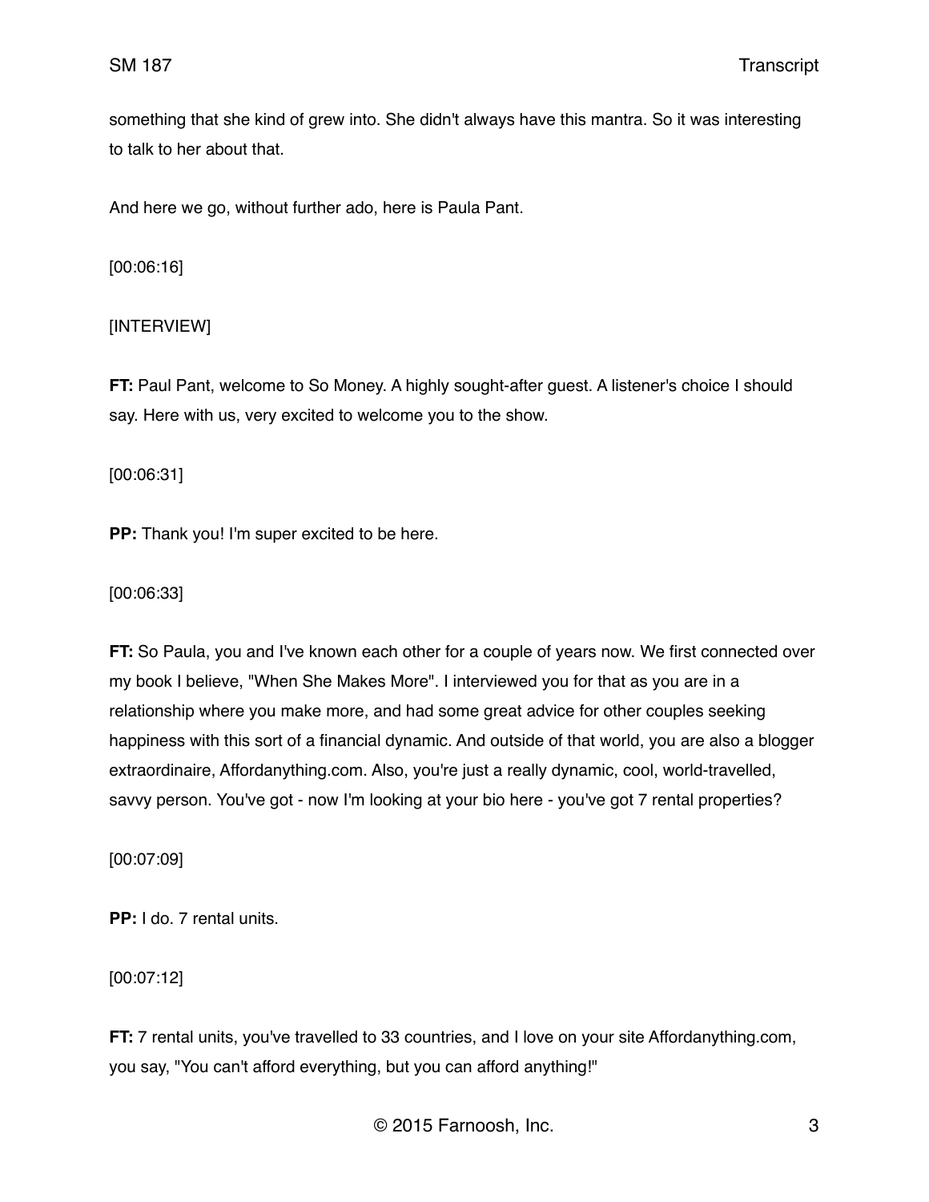something that she kind of grew into. She didn't always have this mantra. So it was interesting to talk to her about that.

And here we go, without further ado, here is Paula Pant.

[00:06:16]

[INTERVIEW]

**FT:** Paul Pant, welcome to So Money. A highly sought-after guest. A listener's choice I should say. Here with us, very excited to welcome you to the show.

[00:06:31]

**PP:** Thank you! I'm super excited to be here.

[00:06:33]

**FT:** So Paula, you and I've known each other for a couple of years now. We first connected over my book I believe, "When She Makes More". I interviewed you for that as you are in a relationship where you make more, and had some great advice for other couples seeking happiness with this sort of a financial dynamic. And outside of that world, you are also a blogger extraordinaire, Affordanything.com. Also, you're just a really dynamic, cool, world-travelled, savvy person. You've got - now I'm looking at your bio here - you've got 7 rental properties?

[00:07:09]

**PP:** I do. 7 rental units.

[00:07:12]

**FT:** 7 rental units, you've travelled to 33 countries, and I love on your site Affordanything.com, you say, "You can't afford everything, but you can afford anything!"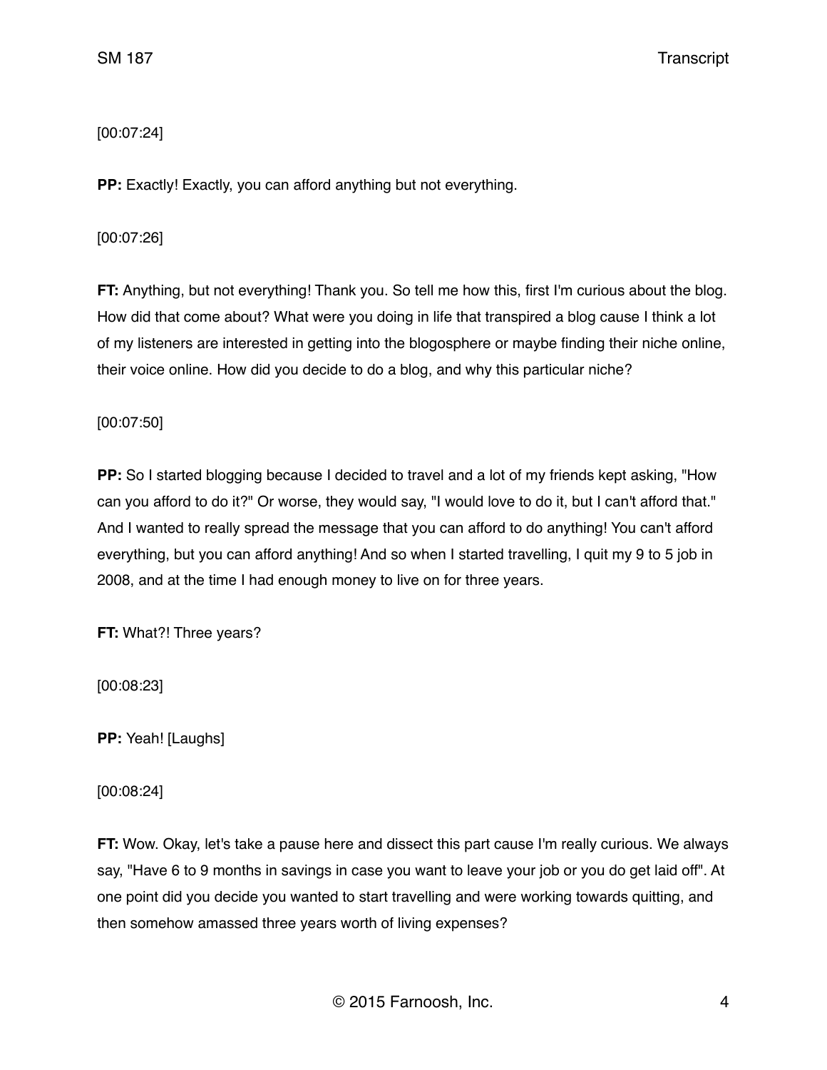[00:07:24]

**PP:** Exactly! Exactly, you can afford anything but not everything.

[00:07:26]

**FT:** Anything, but not everything! Thank you. So tell me how this, first I'm curious about the blog. How did that come about? What were you doing in life that transpired a blog cause I think a lot of my listeners are interested in getting into the blogosphere or maybe finding their niche online, their voice online. How did you decide to do a blog, and why this particular niche?

[00:07:50]

**PP:** So I started blogging because I decided to travel and a lot of my friends kept asking, "How can you afford to do it?" Or worse, they would say, "I would love to do it, but I can't afford that." And I wanted to really spread the message that you can afford to do anything! You can't afford everything, but you can afford anything! And so when I started travelling, I quit my 9 to 5 job in 2008, and at the time I had enough money to live on for three years.

**FT:** What?! Three years?

[00:08:23]

**PP:** Yeah! [Laughs]

[00:08:24]

**FT:** Wow. Okay, let's take a pause here and dissect this part cause I'm really curious. We always say, "Have 6 to 9 months in savings in case you want to leave your job or you do get laid off". At one point did you decide you wanted to start travelling and were working towards quitting, and then somehow amassed three years worth of living expenses?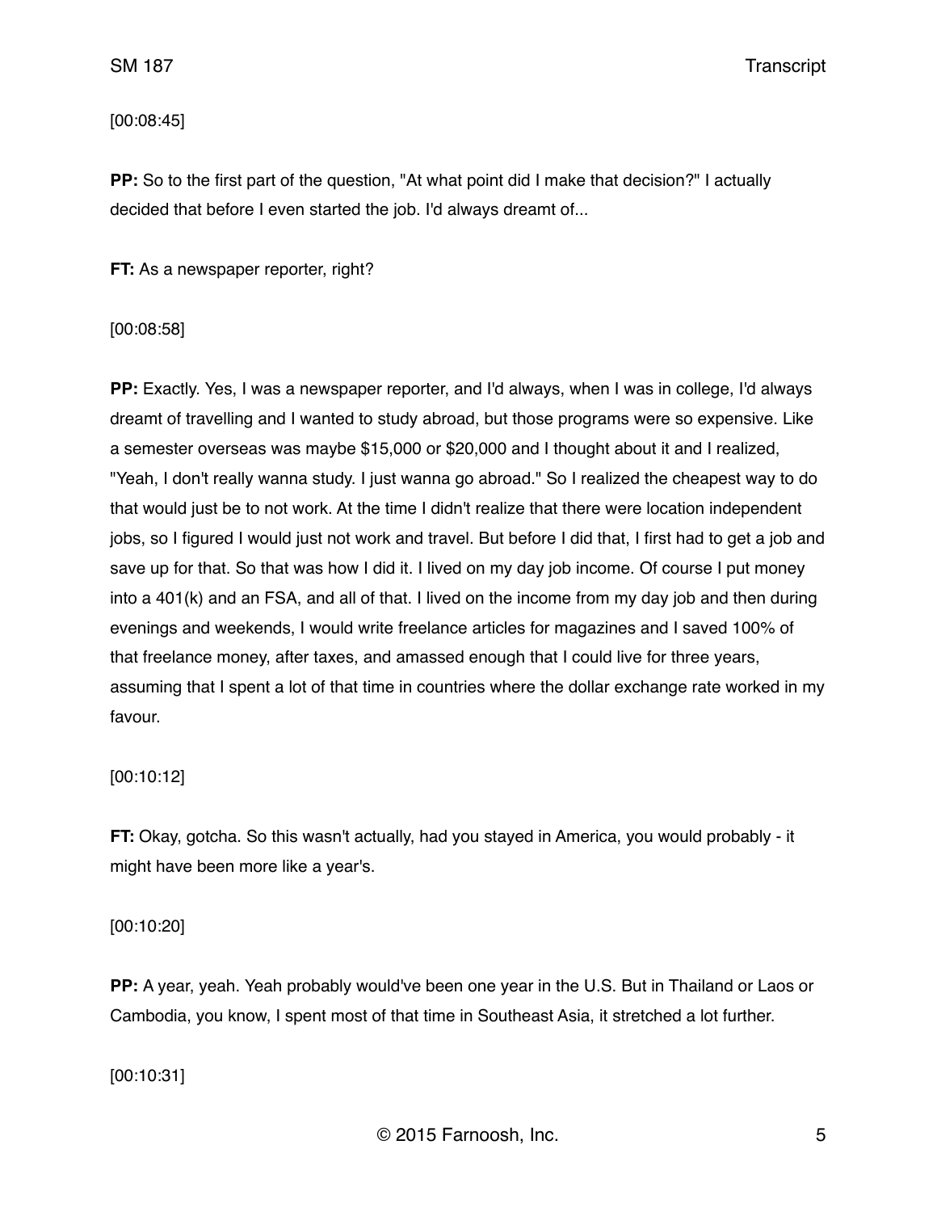[00:08:45]

**PP:** So to the first part of the question, "At what point did I make that decision?" I actually decided that before I even started the job. I'd always dreamt of...

**FT:** As a newspaper reporter, right?

[00:08:58]

**PP:** Exactly. Yes, I was a newspaper reporter, and I'd always, when I was in college, I'd always dreamt of travelling and I wanted to study abroad, but those programs were so expensive. Like a semester overseas was maybe $15,000 or $20,000 and I thought about it and I realized, "Yeah, I don't really wanna study. I just wanna go abroad." So I realized the cheapest way to do that would just be to not work. At the time I didn't realize that there were location independent jobs, so I figured I would just not work and travel. But before I did that, I first had to get a job and save up for that. So that was how I did it. I lived on my day job income. Of course I put money into a 401(k) and an FSA, and all of that. I lived on the income from my day job and then during evenings and weekends, I would write freelance articles for magazines and I saved 100% of that freelance money, after taxes, and amassed enough that I could live for three years, assuming that I spent a lot of that time in countries where the dollar exchange rate worked in my favour.

[00:10:12]

**FT:** Okay, gotcha. So this wasn't actually, had you stayed in America, you would probably - it might have been more like a year's.

[00:10:20]

**PP:** A year, yeah. Yeah probably would've been one year in the U.S. But in Thailand or Laos or Cambodia, you know, I spent most of that time in Southeast Asia, it stretched a lot further.

[00:10:31]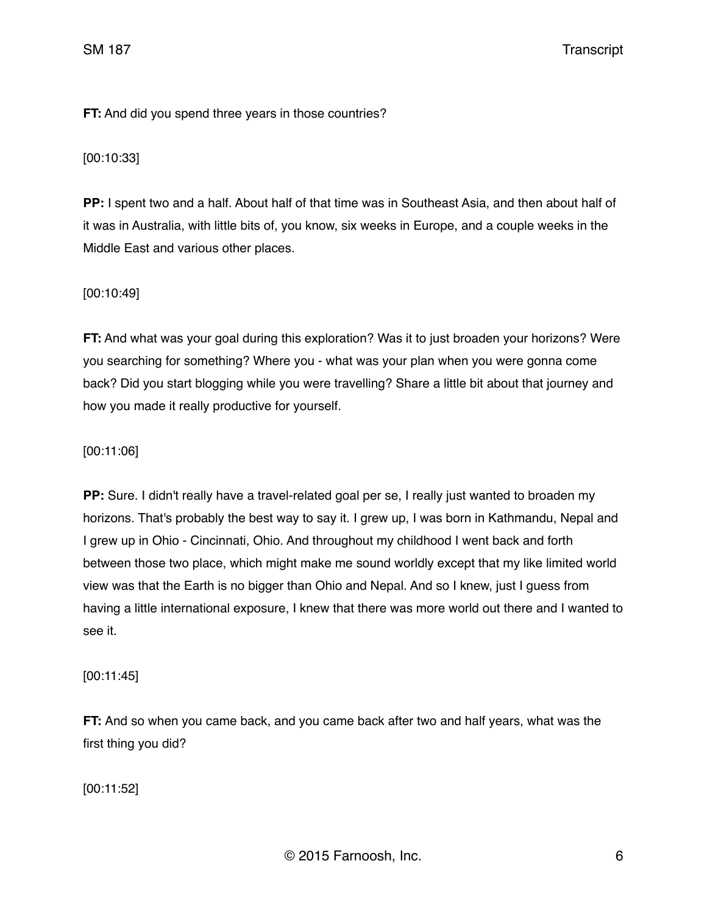**FT:** And did you spend three years in those countries?

[00:10:33]

**PP:** I spent two and a half. About half of that time was in Southeast Asia, and then about half of it was in Australia, with little bits of, you know, six weeks in Europe, and a couple weeks in the Middle East and various other places.

[00:10:49]

**FT:** And what was your goal during this exploration? Was it to just broaden your horizons? Were you searching for something? Where you - what was your plan when you were gonna come back? Did you start blogging while you were travelling? Share a little bit about that journey and how you made it really productive for yourself.

[00:11:06]

**PP:** Sure. I didn't really have a travel-related goal per se, I really just wanted to broaden my horizons. That's probably the best way to say it. I grew up, I was born in Kathmandu, Nepal and I grew up in Ohio - Cincinnati, Ohio. And throughout my childhood I went back and forth between those two place, which might make me sound worldly except that my like limited world view was that the Earth is no bigger than Ohio and Nepal. And so I knew, just I guess from having a little international exposure, I knew that there was more world out there and I wanted to see it.

[00:11:45]

**FT:** And so when you came back, and you came back after two and half years, what was the first thing you did?

[00:11:52]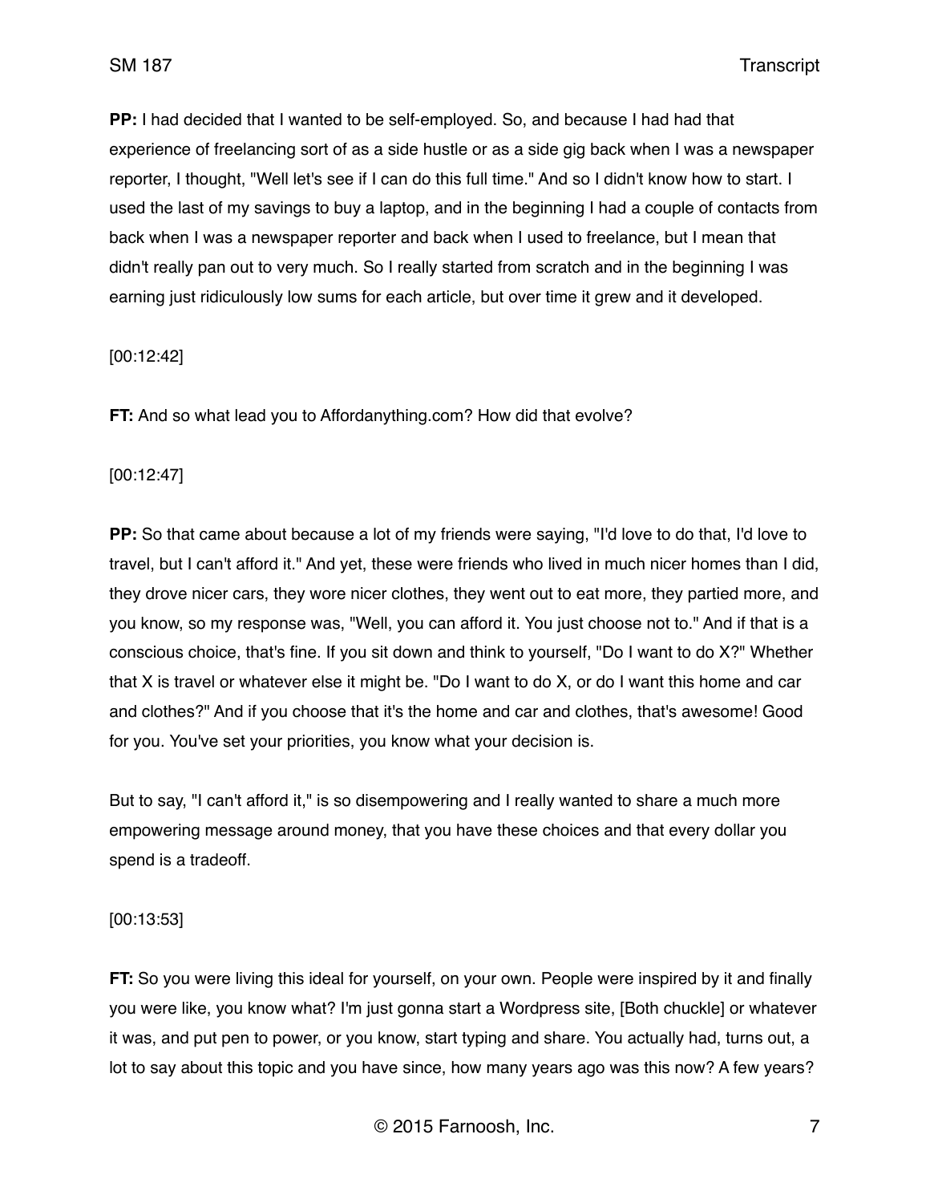**PP:** I had decided that I wanted to be self-employed. So, and because I had had that experience of freelancing sort of as a side hustle or as a side gig back when I was a newspaper reporter, I thought, "Well let's see if I can do this full time." And so I didn't know how to start. I used the last of my savings to buy a laptop, and in the beginning I had a couple of contacts from back when I was a newspaper reporter and back when I used to freelance, but I mean that didn't really pan out to very much. So I really started from scratch and in the beginning I was earning just ridiculously low sums for each article, but over time it grew and it developed.

[00:12:42]

**FT:** And so what lead you to Affordanything.com? How did that evolve?

[00:12:47]

**PP:** So that came about because a lot of my friends were saying, "I'd love to do that, I'd love to travel, but I can't afford it." And yet, these were friends who lived in much nicer homes than I did, they drove nicer cars, they wore nicer clothes, they went out to eat more, they partied more, and you know, so my response was, "Well, you can afford it. You just choose not to." And if that is a conscious choice, that's fine. If you sit down and think to yourself, "Do I want to do X?" Whether that X is travel or whatever else it might be. "Do I want to do X, or do I want this home and car and clothes?" And if you choose that it's the home and car and clothes, that's awesome! Good for you. You've set your priorities, you know what your decision is.

But to say, "I can't afford it," is so disempowering and I really wanted to share a much more empowering message around money, that you have these choices and that every dollar you spend is a tradeoff.

[00:13:53]

**FT:** So you were living this ideal for yourself, on your own. People were inspired by it and finally you were like, you know what? I'm just gonna start a Wordpress site, [Both chuckle] or whatever it was, and put pen to power, or you know, start typing and share. You actually had, turns out, a lot to say about this topic and you have since, how many years ago was this now? A few years?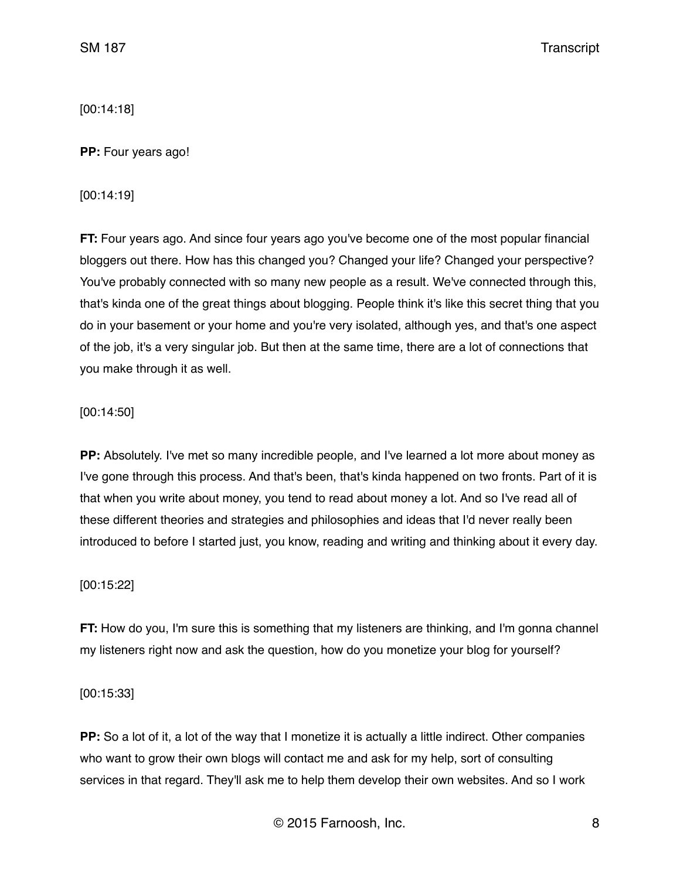[00:14:18]

**PP:** Four years ago!

[00:14:19]

**FT:** Four years ago. And since four years ago you've become one of the most popular financial bloggers out there. How has this changed you? Changed your life? Changed your perspective? You've probably connected with so many new people as a result. We've connected through this, that's kinda one of the great things about blogging. People think it's like this secret thing that you do in your basement or your home and you're very isolated, although yes, and that's one aspect of the job, it's a very singular job. But then at the same time, there are a lot of connections that you make through it as well.

[00:14:50]

**PP:** Absolutely. I've met so many incredible people, and I've learned a lot more about money as I've gone through this process. And that's been, that's kinda happened on two fronts. Part of it is that when you write about money, you tend to read about money a lot. And so I've read all of these different theories and strategies and philosophies and ideas that I'd never really been introduced to before I started just, you know, reading and writing and thinking about it every day.

[00:15:22]

**FT:** How do you, I'm sure this is something that my listeners are thinking, and I'm gonna channel my listeners right now and ask the question, how do you monetize your blog for yourself?

[00:15:33]

**PP:** So a lot of it, a lot of the way that I monetize it is actually a little indirect. Other companies who want to grow their own blogs will contact me and ask for my help, sort of consulting services in that regard. They'll ask me to help them develop their own websites. And so I work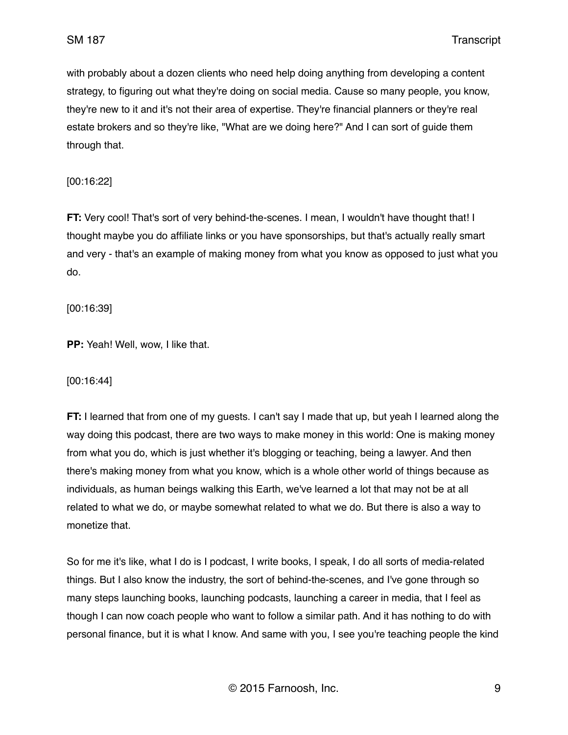with probably about a dozen clients who need help doing anything from developing a content strategy, to figuring out what they're doing on social media. Cause so many people, you know, they're new to it and it's not their area of expertise. They're financial planners or they're real estate brokers and so they're like, "What are we doing here?" And I can sort of guide them through that.

[00:16:22]

**FT:** Very cool! That's sort of very behind-the-scenes. I mean, I wouldn't have thought that! I thought maybe you do affiliate links or you have sponsorships, but that's actually really smart and very - that's an example of making money from what you know as opposed to just what you do.

[00:16:39]

**PP:** Yeah! Well, wow, I like that.

[00:16:44]

**FT:** I learned that from one of my guests. I can't say I made that up, but yeah I learned along the way doing this podcast, there are two ways to make money in this world: One is making money from what you do, which is just whether it's blogging or teaching, being a lawyer. And then there's making money from what you know, which is a whole other world of things because as individuals, as human beings walking this Earth, we've learned a lot that may not be at all related to what we do, or maybe somewhat related to what we do. But there is also a way to monetize that.

So for me it's like, what I do is I podcast, I write books, I speak, I do all sorts of media-related things. But I also know the industry, the sort of behind-the-scenes, and I've gone through so many steps launching books, launching podcasts, launching a career in media, that I feel as though I can now coach people who want to follow a similar path. And it has nothing to do with personal finance, but it is what I know. And same with you, I see you're teaching people the kind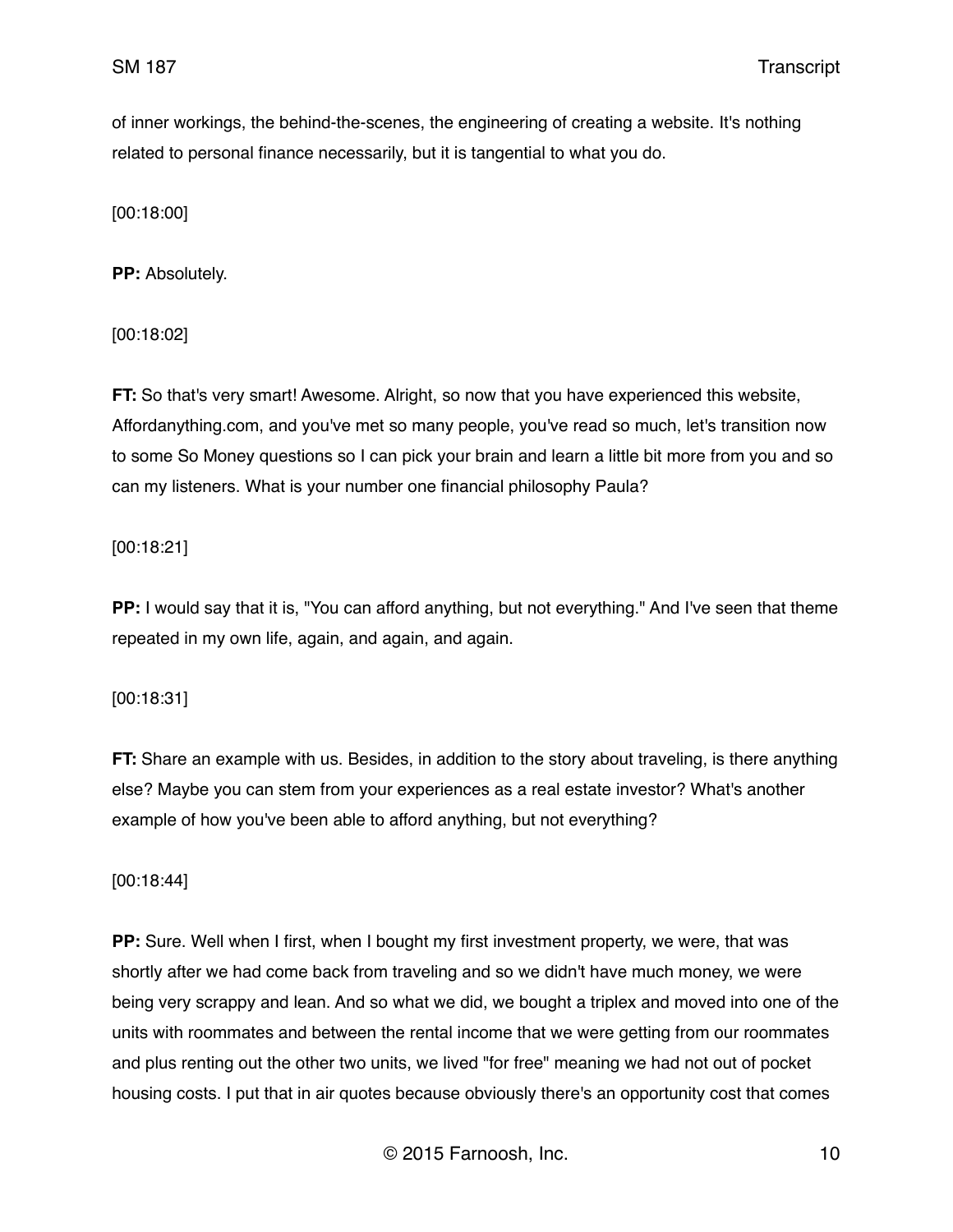of inner workings, the behind-the-scenes, the engineering of creating a website. It's nothing related to personal finance necessarily, but it is tangential to what you do.

[00:18:00]

**PP:** Absolutely.

[00:18:02]

**FT:** So that's very smart! Awesome. Alright, so now that you have experienced this website, Affordanything.com, and you've met so many people, you've read so much, let's transition now to some So Money questions so I can pick your brain and learn a little bit more from you and so can my listeners. What is your number one financial philosophy Paula?

[00:18:21]

**PP:** I would say that it is, "You can afford anything, but not everything." And I've seen that theme repeated in my own life, again, and again, and again.

[00:18:31]

**FT:** Share an example with us. Besides, in addition to the story about traveling, is there anything else? Maybe you can stem from your experiences as a real estate investor? What's another example of how you've been able to afford anything, but not everything?

[00:18:44]

**PP:** Sure. Well when I first, when I bought my first investment property, we were, that was shortly after we had come back from traveling and so we didn't have much money, we were being very scrappy and lean. And so what we did, we bought a triplex and moved into one of the units with roommates and between the rental income that we were getting from our roommates and plus renting out the other two units, we lived "for free" meaning we had not out of pocket housing costs. I put that in air quotes because obviously there's an opportunity cost that comes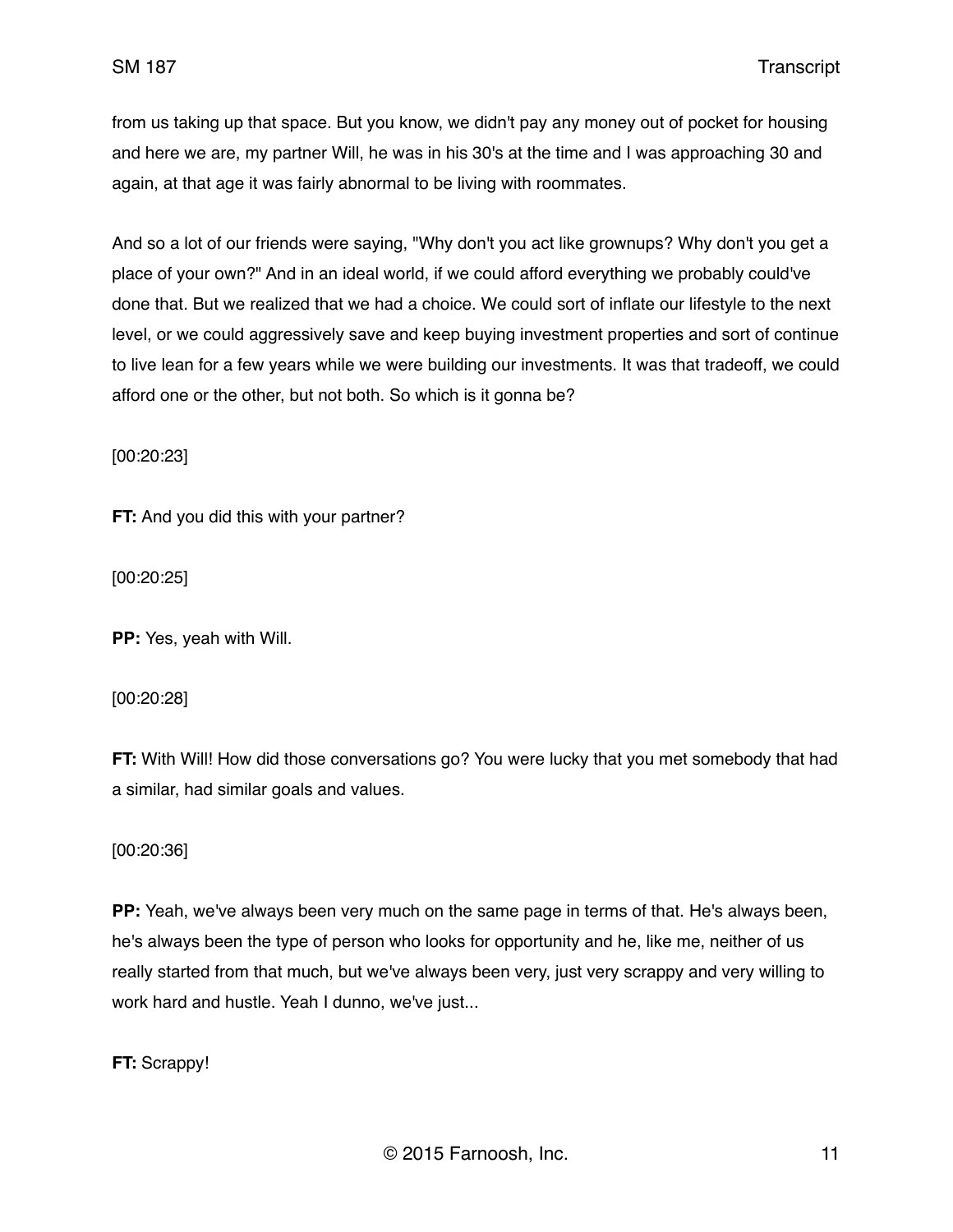from us taking up that space. But you know, we didn't pay any money out of pocket for housing and here we are, my partner Will, he was in his 30's at the time and I was approaching 30 and again, at that age it was fairly abnormal to be living with roommates.

And so a lot of our friends were saying, "Why don't you act like grownups? Why don't you get a place of your own?" And in an ideal world, if we could afford everything we probably could've done that. But we realized that we had a choice. We could sort of inflate our lifestyle to the next level, or we could aggressively save and keep buying investment properties and sort of continue to live lean for a few years while we were building our investments. It was that tradeoff, we could afford one or the other, but not both. So which is it gonna be?

[00:20:23]

**FT:** And you did this with your partner?

[00:20:25]

**PP:** Yes, yeah with Will.

[00:20:28]

**FT:** With Will! How did those conversations go? You were lucky that you met somebody that had a similar, had similar goals and values.

[00:20:36]

**PP:** Yeah, we've always been very much on the same page in terms of that. He's always been, he's always been the type of person who looks for opportunity and he, like me, neither of us really started from that much, but we've always been very, just very scrappy and very willing to work hard and hustle. Yeah I dunno, we've just...

**FT:** Scrappy!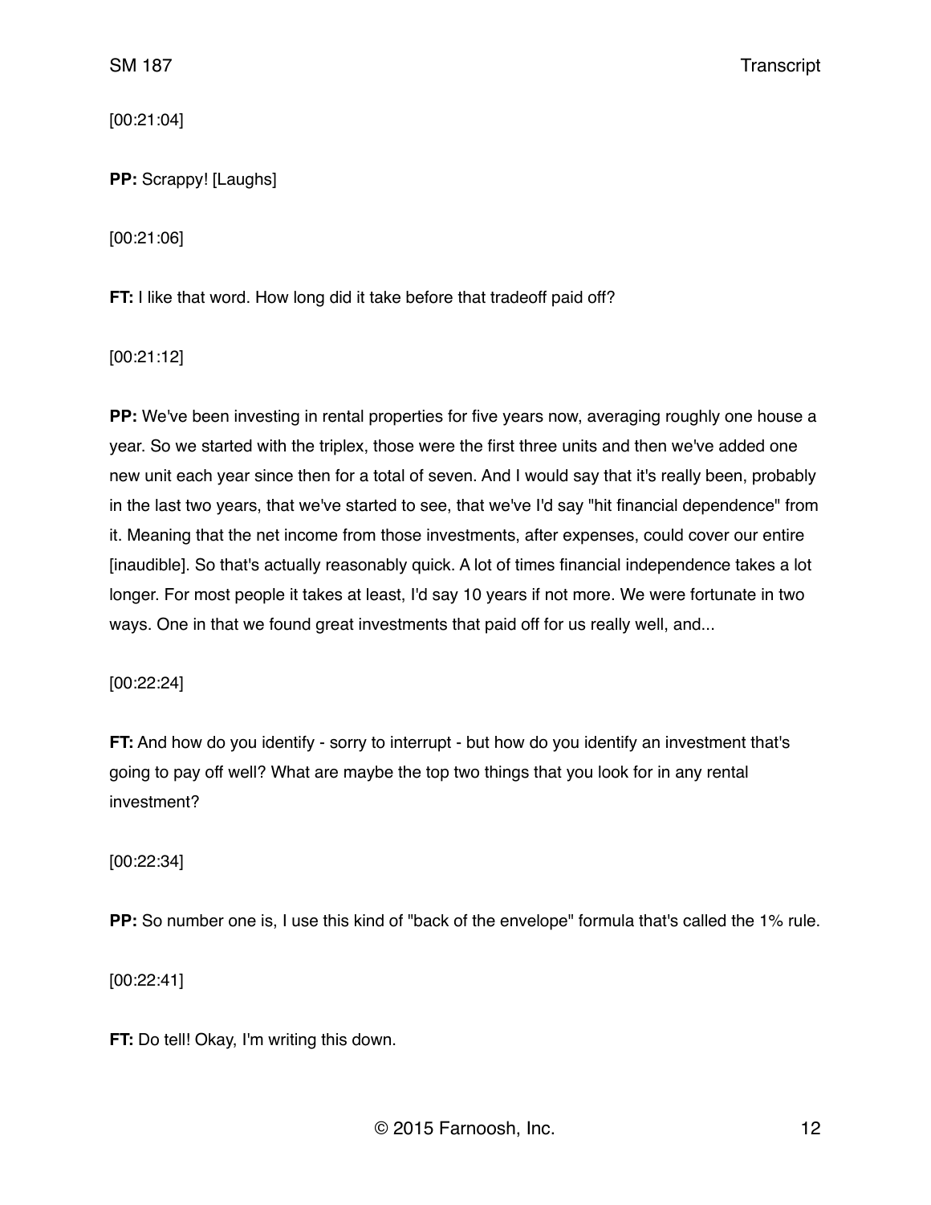[00:21:04]

**PP:** Scrappy! [Laughs]

[00:21:06]

**FT:** I like that word. How long did it take before that tradeoff paid off?

[00:21:12]

**PP:** We've been investing in rental properties for five years now, averaging roughly one house a year. So we started with the triplex, those were the first three units and then we've added one new unit each year since then for a total of seven. And I would say that it's really been, probably in the last two years, that we've started to see, that we've I'd say "hit financial dependence" from it. Meaning that the net income from those investments, after expenses, could cover our entire [inaudible]. So that's actually reasonably quick. A lot of times financial independence takes a lot longer. For most people it takes at least, I'd say 10 years if not more. We were fortunate in two ways. One in that we found great investments that paid off for us really well, and...

[00:22:24]

**FT:** And how do you identify - sorry to interrupt - but how do you identify an investment that's going to pay off well? What are maybe the top two things that you look for in any rental investment?

[00:22:34]

**PP:** So number one is, I use this kind of "back of the envelope" formula that's called the 1% rule.

[00:22:41]

**FT:** Do tell! Okay, I'm writing this down.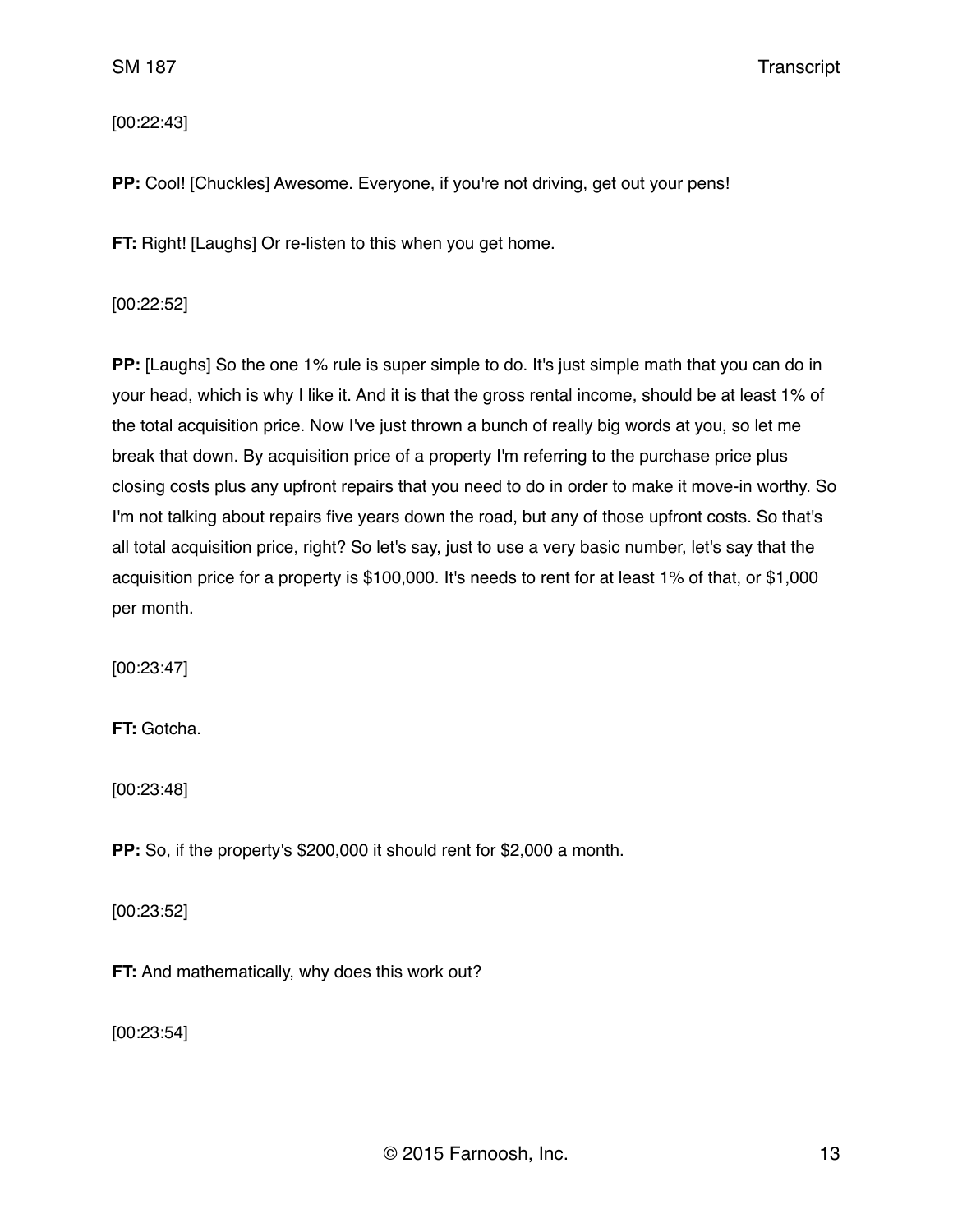[00:22:43]

**PP:** Cool! [Chuckles] Awesome. Everyone, if you're not driving, get out your pens!

**FT:** Right! [Laughs] Or re-listen to this when you get home.

[00:22:52]

**PP:** [Laughs] So the one 1% rule is super simple to do. It's just simple math that you can do in your head, which is why I like it. And it is that the gross rental income, should be at least 1% of the total acquisition price. Now I've just thrown a bunch of really big words at you, so let me break that down. By acquisition price of a property I'm referring to the purchase price plus closing costs plus any upfront repairs that you need to do in order to make it move-in worthy. So I'm not talking about repairs five years down the road, but any of those upfront costs. So that's all total acquisition price, right? So let's say, just to use a very basic number, let's say that the acquisition price for a property is $100,000. It's needs to rent for at least 1% of that, or $1,000 per month.

[00:23:47]

**FT:** Gotcha.

[00:23:48]

**PP:** So, if the property's $200,000 it should rent for $2,000 a month.

[00:23:52]

**FT:** And mathematically, why does this work out?

[00:23:54]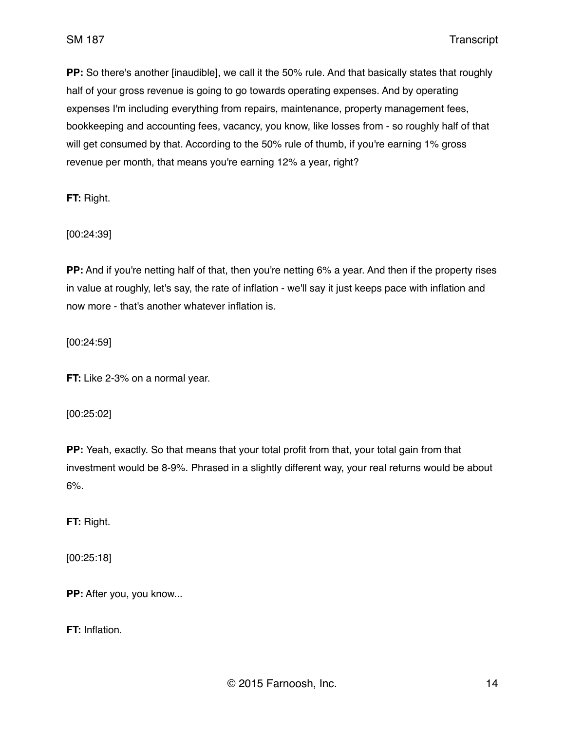**PP:** So there's another [inaudible], we call it the 50% rule. And that basically states that roughly half of your gross revenue is going to go towards operating expenses. And by operating expenses I'm including everything from repairs, maintenance, property management fees, bookkeeping and accounting fees, vacancy, you know, like losses from - so roughly half of that will get consumed by that. According to the 50% rule of thumb, if you're earning 1% gross revenue per month, that means you're earning 12% a year, right?

**FT:** Right.

[00:24:39]

**PP:** And if you're netting half of that, then you're netting 6% a year. And then if the property rises in value at roughly, let's say, the rate of inflation - we'll say it just keeps pace with inflation and now more - that's another whatever inflation is.

[00:24:59]

**FT:** Like 2-3% on a normal year.

[00:25:02]

**PP:** Yeah, exactly. So that means that your total profit from that, your total gain from that investment would be 8-9%. Phrased in a slightly different way, your real returns would be about 6%.

**FT:** Right.

[00:25:18]

**PP:** After you, you know...

**FT:** Inflation.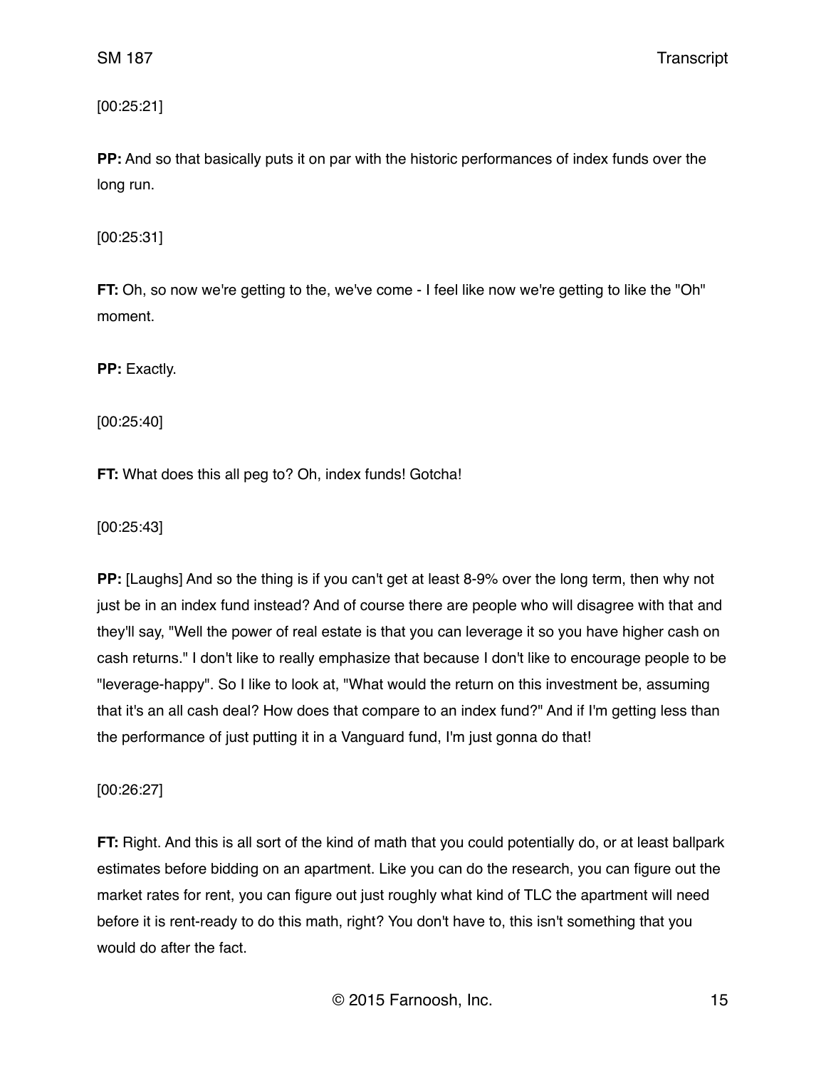[00:25:21]

**PP:** And so that basically puts it on par with the historic performances of index funds over the long run.

[00:25:31]

**FT:** Oh, so now we're getting to the, we've come - I feel like now we're getting to like the "Oh" moment.

**PP:** Exactly.

[00:25:40]

**FT:** What does this all peg to? Oh, index funds! Gotcha!

[00:25:43]

**PP:** [Laughs] And so the thing is if you can't get at least 8-9% over the long term, then why not just be in an index fund instead? And of course there are people who will disagree with that and they'll say, "Well the power of real estate is that you can leverage it so you have higher cash on cash returns." I don't like to really emphasize that because I don't like to encourage people to be "leverage-happy". So I like to look at, "What would the return on this investment be, assuming that it's an all cash deal? How does that compare to an index fund?" And if I'm getting less than the performance of just putting it in a Vanguard fund, I'm just gonna do that!

[00:26:27]

**FT:** Right. And this is all sort of the kind of math that you could potentially do, or at least ballpark estimates before bidding on an apartment. Like you can do the research, you can figure out the market rates for rent, you can figure out just roughly what kind of TLC the apartment will need before it is rent-ready to do this math, right? You don't have to, this isn't something that you would do after the fact.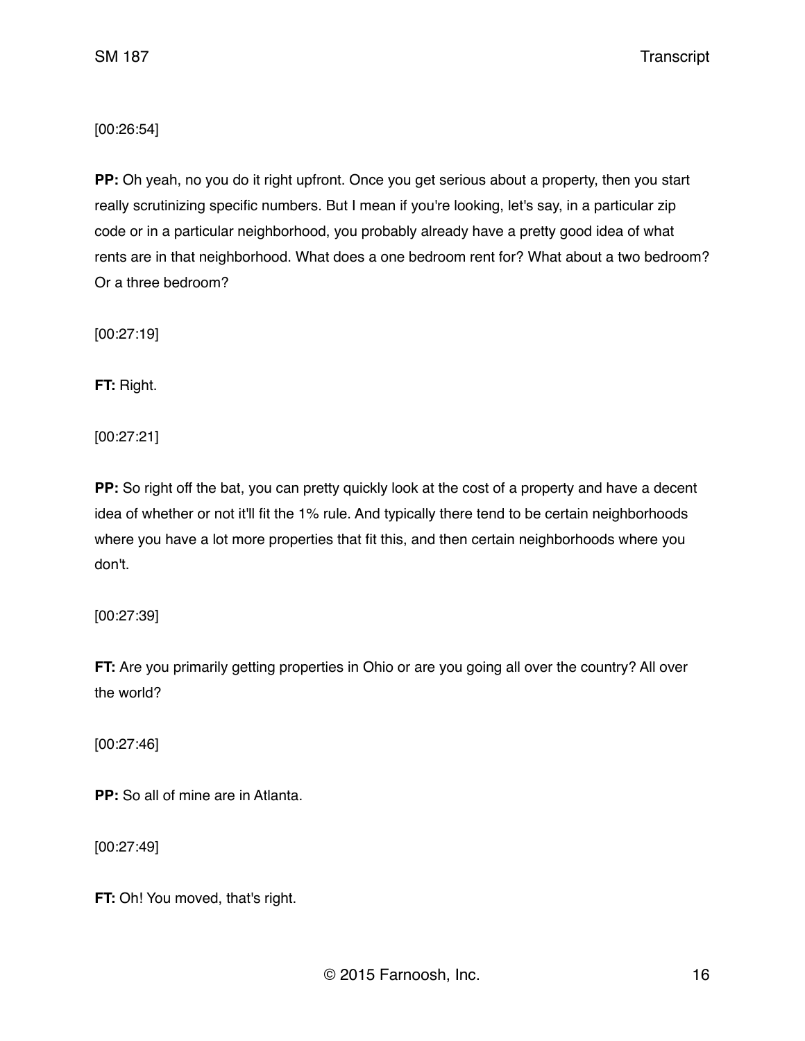[00:26:54]

**PP:** Oh yeah, no you do it right upfront. Once you get serious about a property, then you start really scrutinizing specific numbers. But I mean if you're looking, let's say, in a particular zip code or in a particular neighborhood, you probably already have a pretty good idea of what rents are in that neighborhood. What does a one bedroom rent for? What about a two bedroom? Or a three bedroom?

[00:27:19]

**FT:** Right.

[00:27:21]

**PP:** So right off the bat, you can pretty quickly look at the cost of a property and have a decent idea of whether or not it'll fit the 1% rule. And typically there tend to be certain neighborhoods where you have a lot more properties that fit this, and then certain neighborhoods where you don't.

[00:27:39]

**FT:** Are you primarily getting properties in Ohio or are you going all over the country? All over the world?

[00:27:46]

**PP:** So all of mine are in Atlanta.

[00:27:49]

**FT:** Oh! You moved, that's right.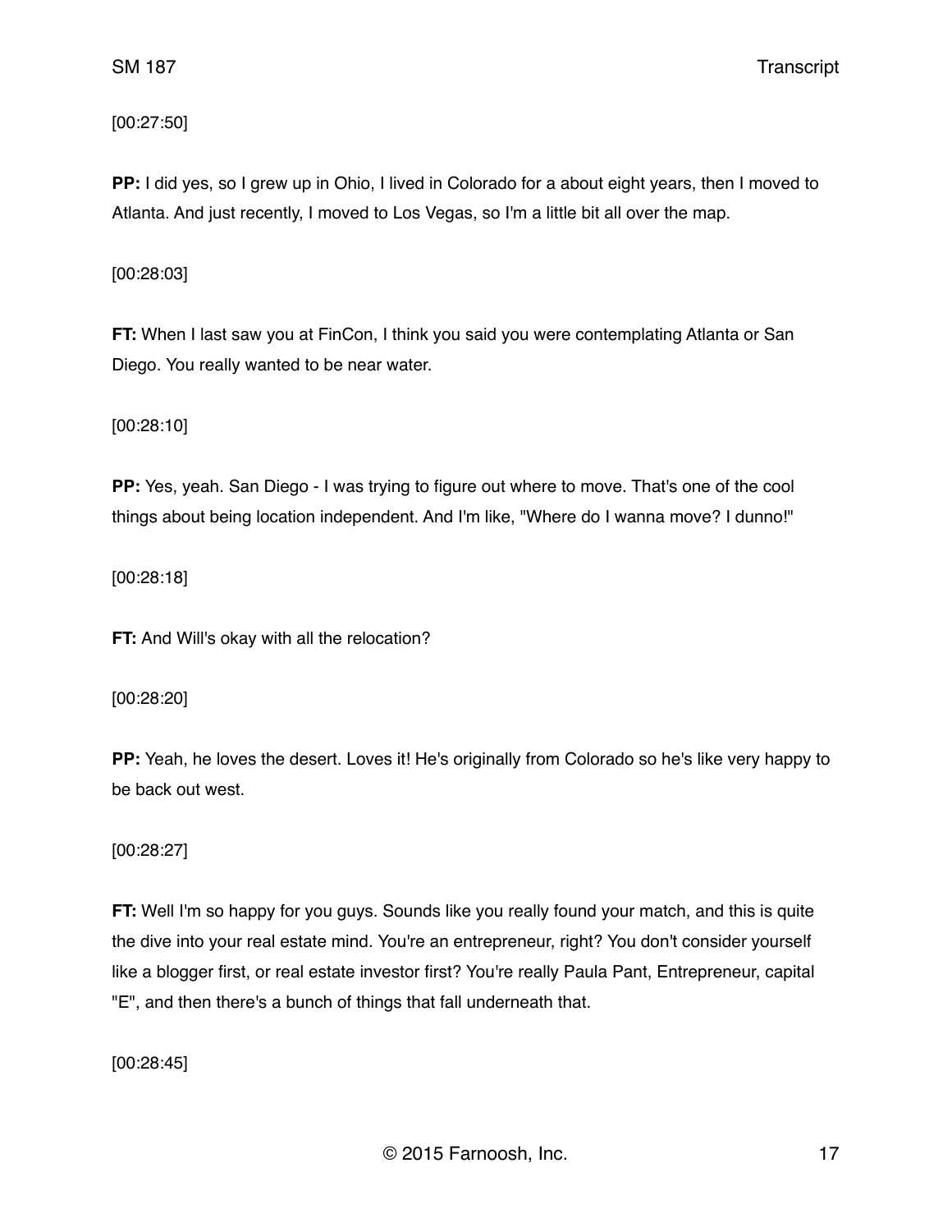[00:27:50]

**PP:** I did yes, so I grew up in Ohio, I lived in Colorado for a about eight years, then I moved to Atlanta. And just recently, I moved to Los Vegas, so I'm a little bit all over the map.

[00:28:03]

**FT:** When I last saw you at FinCon, I think you said you were contemplating Atlanta or San Diego. You really wanted to be near water.

[00:28:10]

**PP:** Yes, yeah. San Diego - I was trying to figure out where to move. That's one of the cool things about being location independent. And I'm like, "Where do I wanna move? I dunno!"

[00:28:18]

**FT:** And Will's okay with all the relocation?

[00:28:20]

**PP:** Yeah, he loves the desert. Loves it! He's originally from Colorado so he's like very happy to be back out west.

[00:28:27]

**FT:** Well I'm so happy for you guys. Sounds like you really found your match, and this is quite the dive into your real estate mind. You're an entrepreneur, right? You don't consider yourself like a blogger first, or real estate investor first? You're really Paula Pant, Entrepreneur, capital "E", and then there's a bunch of things that fall underneath that.

[00:28:45]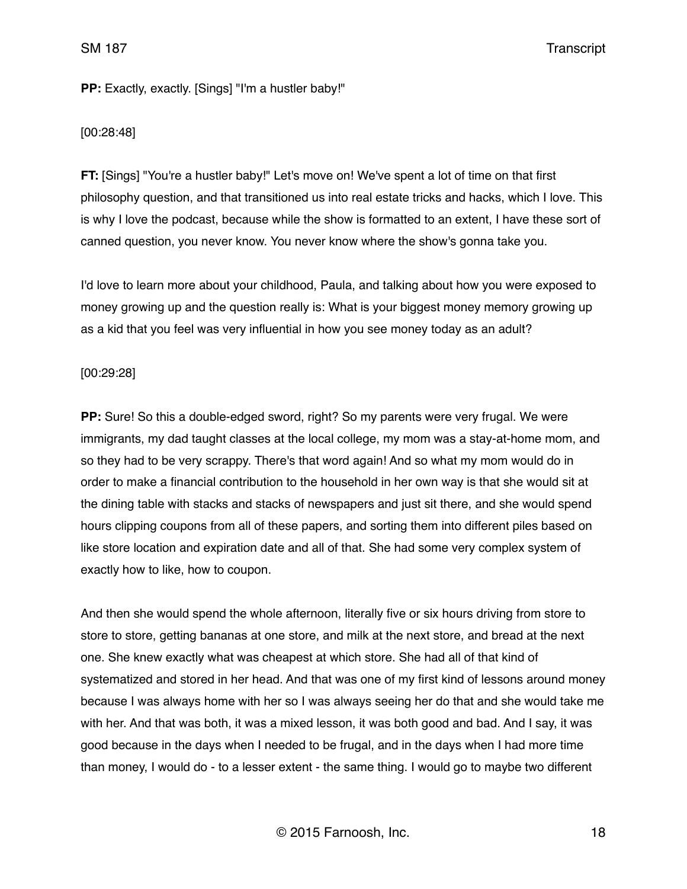**PP:** Exactly, exactly. [Sings] "I'm a hustler baby!"

[00:28:48]

**FT:** [Sings] "You're a hustler baby!" Let's move on! We've spent a lot of time on that first philosophy question, and that transitioned us into real estate tricks and hacks, which I love. This is why I love the podcast, because while the show is formatted to an extent, I have these sort of canned question, you never know. You never know where the show's gonna take you.

I'd love to learn more about your childhood, Paula, and talking about how you were exposed to money growing up and the question really is: What is your biggest money memory growing up as a kid that you feel was very influential in how you see money today as an adult?

[00:29:28]

**PP:** Sure! So this a double-edged sword, right? So my parents were very frugal. We were immigrants, my dad taught classes at the local college, my mom was a stay-at-home mom, and so they had to be very scrappy. There's that word again! And so what my mom would do in order to make a financial contribution to the household in her own way is that she would sit at the dining table with stacks and stacks of newspapers and just sit there, and she would spend hours clipping coupons from all of these papers, and sorting them into different piles based on like store location and expiration date and all of that. She had some very complex system of exactly how to like, how to coupon.

And then she would spend the whole afternoon, literally five or six hours driving from store to store to store, getting bananas at one store, and milk at the next store, and bread at the next one. She knew exactly what was cheapest at which store. She had all of that kind of systematized and stored in her head. And that was one of my first kind of lessons around money because I was always home with her so I was always seeing her do that and she would take me with her. And that was both, it was a mixed lesson, it was both good and bad. And I say, it was good because in the days when I needed to be frugal, and in the days when I had more time than money, I would do - to a lesser extent - the same thing. I would go to maybe two different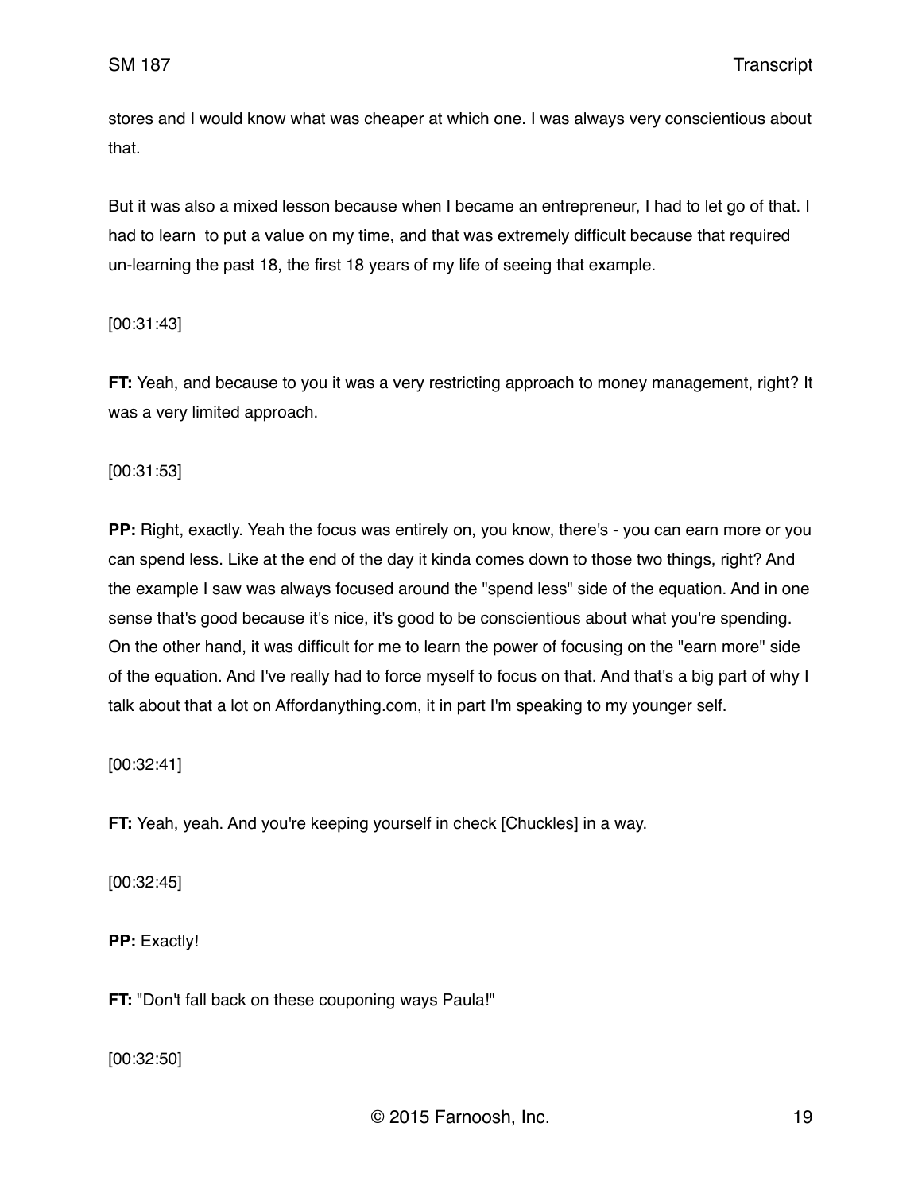stores and I would know what was cheaper at which one. I was always very conscientious about that.

But it was also a mixed lesson because when I became an entrepreneur, I had to let go of that. I had to learn  to put a value on my time, and that was extremely difficult because that required un-learning the past 18, the first 18 years of my life of seeing that example.

[00:31:43]

**FT:** Yeah, and because to you it was a very restricting approach to money management, right? It was a very limited approach.

[00:31:53]

**PP:** Right, exactly. Yeah the focus was entirely on, you know, there's - you can earn more or you can spend less. Like at the end of the day it kinda comes down to those two things, right? And the example I saw was always focused around the "spend less" side of the equation. And in one sense that's good because it's nice, it's good to be conscientious about what you're spending. On the other hand, it was difficult for me to learn the power of focusing on the "earn more" side of the equation. And I've really had to force myself to focus on that. And that's a big part of why I talk about that a lot on Affordanything.com, it in part I'm speaking to my younger self.

[00:32:41]

**FT:** Yeah, yeah. And you're keeping yourself in check [Chuckles] in a way.

[00:32:45]

**PP:** Exactly!

**FT:** "Don't fall back on these couponing ways Paula!"

[00:32:50]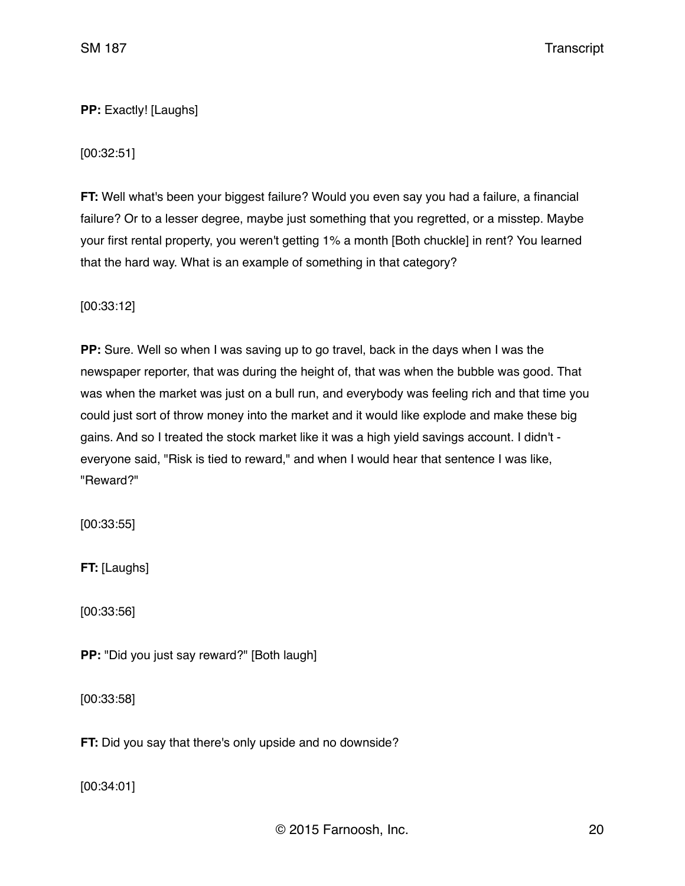**PP:** Exactly! [Laughs]

[00:32:51]

**FT:** Well what's been your biggest failure? Would you even say you had a failure, a financial failure? Or to a lesser degree, maybe just something that you regretted, or a misstep. Maybe your first rental property, you weren't getting 1% a month [Both chuckle] in rent? You learned that the hard way. What is an example of something in that category?

[00:33:12]

**PP:** Sure. Well so when I was saving up to go travel, back in the days when I was the newspaper reporter, that was during the height of, that was when the bubble was good. That was when the market was just on a bull run, and everybody was feeling rich and that time you could just sort of throw money into the market and it would like explode and make these big gains. And so I treated the stock market like it was a high yield savings account. I didn't - everyone said, "Risk is tied to reward," and when I would hear that sentence I was like, "Reward?"

[00:33:55]

**FT:** [Laughs]

[00:33:56]

**PP:** "Did you just say reward?" [Both laugh]

[00:33:58]

**FT:** Did you say that there's only upside and no downside?

[00:34:01]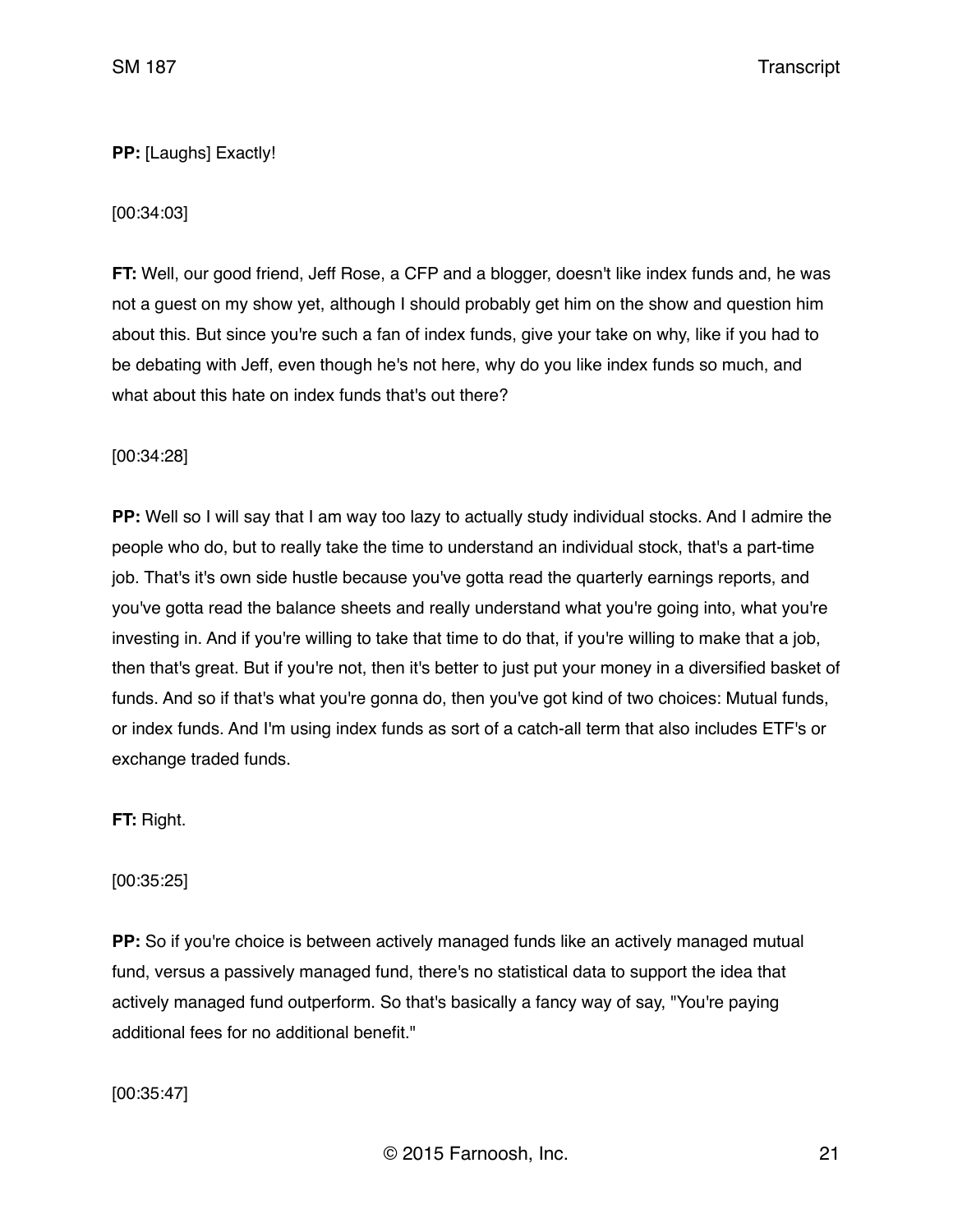**PP:** [Laughs] Exactly!

[00:34:03]

**FT:** Well, our good friend, Jeff Rose, a CFP and a blogger, doesn't like index funds and, he was not a guest on my show yet, although I should probably get him on the show and question him about this. But since you're such a fan of index funds, give your take on why, like if you had to be debating with Jeff, even though he's not here, why do you like index funds so much, and what about this hate on index funds that's out there?

[00:34:28]

**PP:** Well so I will say that I am way too lazy to actually study individual stocks. And I admire the people who do, but to really take the time to understand an individual stock, that's a part-time job. That's it's own side hustle because you've gotta read the quarterly earnings reports, and you've gotta read the balance sheets and really understand what you're going into, what you're investing in. And if you're willing to take that time to do that, if you're willing to make that a job, then that's great. But if you're not, then it's better to just put your money in a diversified basket of funds. And so if that's what you're gonna do, then you've got kind of two choices: Mutual funds, or index funds. And I'm using index funds as sort of a catch-all term that also includes ETF's or exchange traded funds.

**FT:** Right.

[00:35:25]

**PP:** So if you're choice is between actively managed funds like an actively managed mutual fund, versus a passively managed fund, there's no statistical data to support the idea that actively managed fund outperform. So that's basically a fancy way of say, "You're paying additional fees for no additional benefit."

[00:35:47]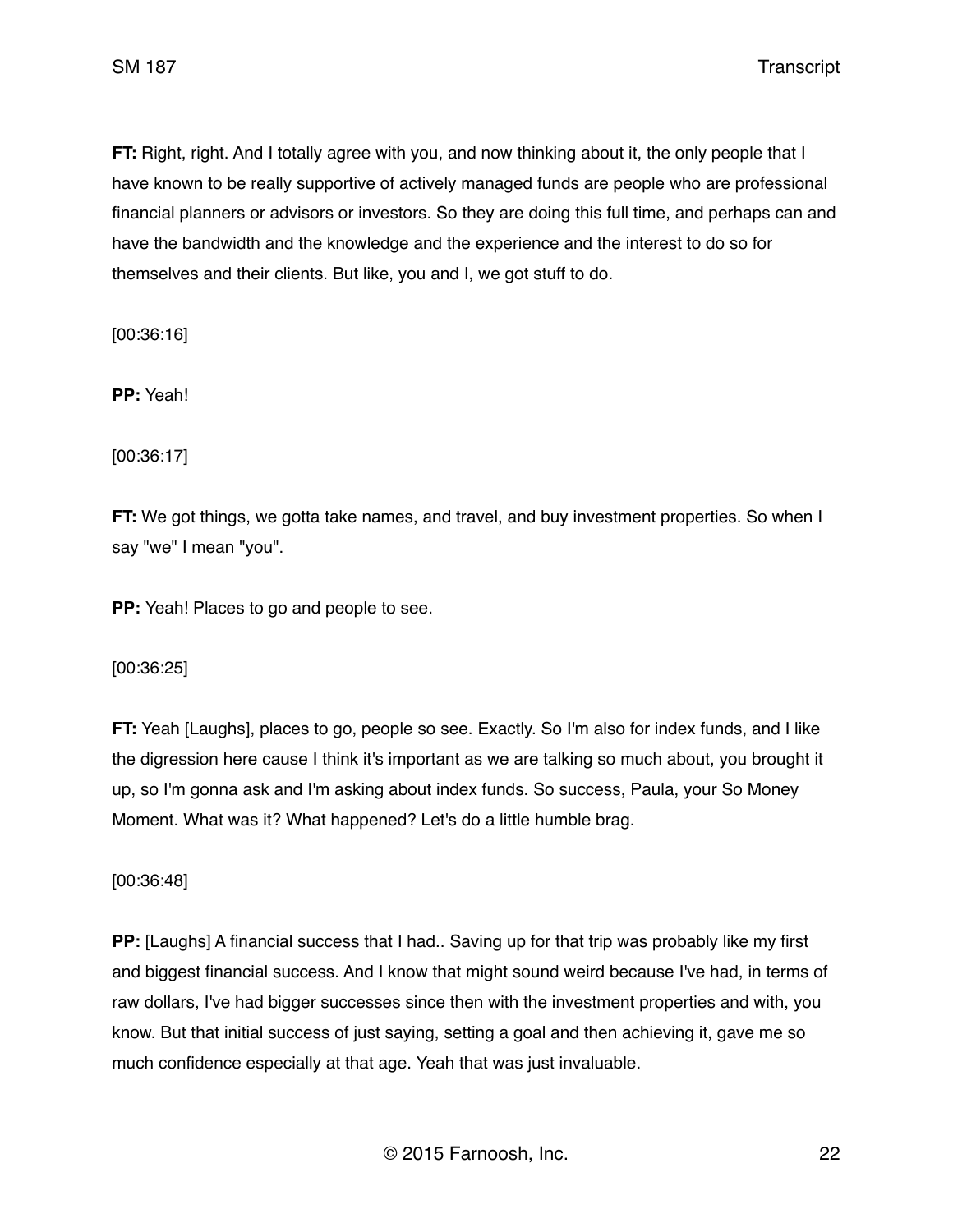**FT:** Right, right. And I totally agree with you, and now thinking about it, the only people that I have known to be really supportive of actively managed funds are people who are professional financial planners or advisors or investors. So they are doing this full time, and perhaps can and have the bandwidth and the knowledge and the experience and the interest to do so for themselves and their clients. But like, you and I, we got stuff to do.

[00:36:16]

**PP:** Yeah!

[00:36:17]

**FT:** We got things, we gotta take names, and travel, and buy investment properties. So when I say "we" I mean "you".

**PP:** Yeah! Places to go and people to see.

[00:36:25]

**FT:** Yeah [Laughs], places to go, people so see. Exactly. So I'm also for index funds, and I like the digression here cause I think it's important as we are talking so much about, you brought it up, so I'm gonna ask and I'm asking about index funds. So success, Paula, your So Money Moment. What was it? What happened? Let's do a little humble brag.

[00:36:48]

**PP:** [Laughs] A financial success that I had.. Saving up for that trip was probably like my first and biggest financial success. And I know that might sound weird because I've had, in terms of raw dollars, I've had bigger successes since then with the investment properties and with, you know. But that initial success of just saying, setting a goal and then achieving it, gave me so much confidence especially at that age. Yeah that was just invaluable.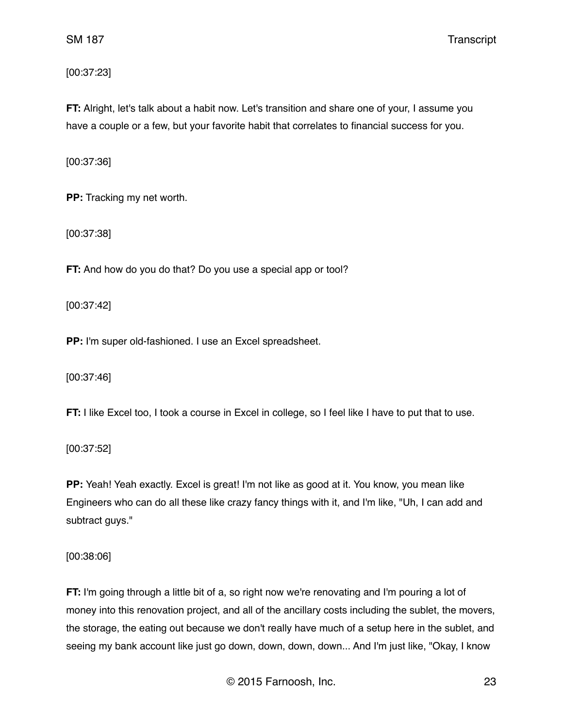[00:37:23]

**FT:** Alright, let's talk about a habit now. Let's transition and share one of your, I assume you have a couple or a few, but your favorite habit that correlates to financial success for you.

[00:37:36]

**PP:** Tracking my net worth.

[00:37:38]

**FT:** And how do you do that? Do you use a special app or tool?

[00:37:42]

**PP:** I'm super old-fashioned. I use an Excel spreadsheet.

[00:37:46]

**FT:** I like Excel too, I took a course in Excel in college, so I feel like I have to put that to use.

[00:37:52]

**PP:** Yeah! Yeah exactly. Excel is great! I'm not like as good at it. You know, you mean like Engineers who can do all these like crazy fancy things with it, and I'm like, "Uh, I can add and subtract guys."

[00:38:06]

**FT:** I'm going through a little bit of a, so right now we're renovating and I'm pouring a lot of money into this renovation project, and all of the ancillary costs including the sublet, the movers, the storage, the eating out because we don't really have much of a setup here in the sublet, and seeing my bank account like just go down, down, down, down... And I'm just like, "Okay, I know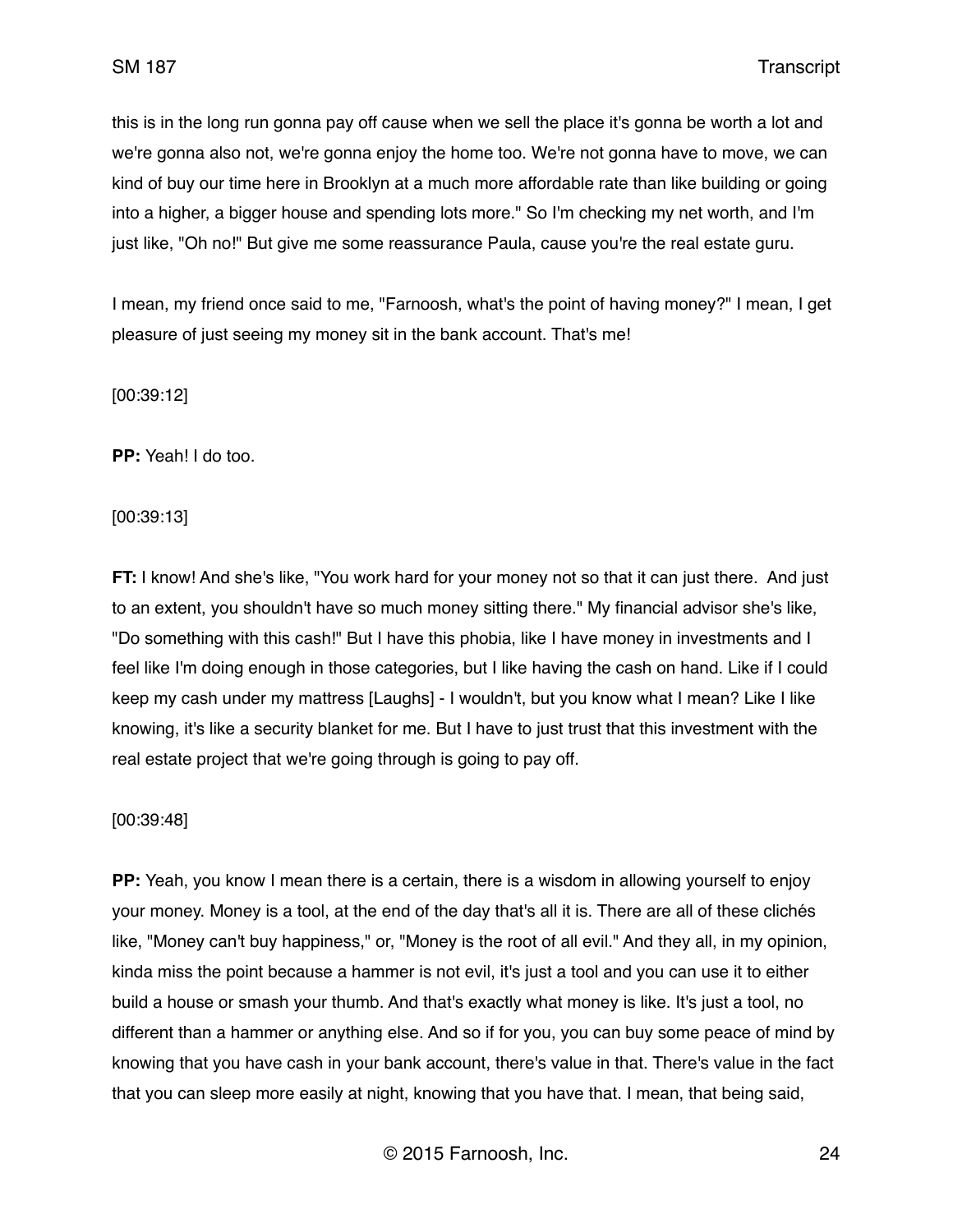this is in the long run gonna pay off cause when we sell the place it's gonna be worth a lot and we're gonna also not, we're gonna enjoy the home too. We're not gonna have to move, we can kind of buy our time here in Brooklyn at a much more affordable rate than like building or going into a higher, a bigger house and spending lots more." So I'm checking my net worth, and I'm just like, "Oh no!" But give me some reassurance Paula, cause you're the real estate guru.

I mean, my friend once said to me, "Farnoosh, what's the point of having money?" I mean, I get pleasure of just seeing my money sit in the bank account. That's me!

[00:39:12]

**PP:** Yeah! I do too.

[00:39:13]

**FT:** I know! And she's like, "You work hard for your money not so that it can just there. And just to an extent, you shouldn't have so much money sitting there." My financial advisor she's like, "Do something with this cash!" But I have this phobia, like I have money in investments and I feel like I'm doing enough in those categories, but I like having the cash on hand. Like if I could keep my cash under my mattress [Laughs] - I wouldn't, but you know what I mean? Like I like knowing, it's like a security blanket for me. But I have to just trust that this investment with the real estate project that we're going through is going to pay off.

[00:39:48]

**PP:** Yeah, you know I mean there is a certain, there is a wisdom in allowing yourself to enjoy your money. Money is a tool, at the end of the day that's all it is. There are all of these clichés like, "Money can't buy happiness," or, "Money is the root of all evil." And they all, in my opinion, kinda miss the point because a hammer is not evil, it's just a tool and you can use it to either build a house or smash your thumb. And that's exactly what money is like. It's just a tool, no different than a hammer or anything else. And so if for you, you can buy some peace of mind by knowing that you have cash in your bank account, there's value in that. There's value in the fact that you can sleep more easily at night, knowing that you have that. I mean, that being said,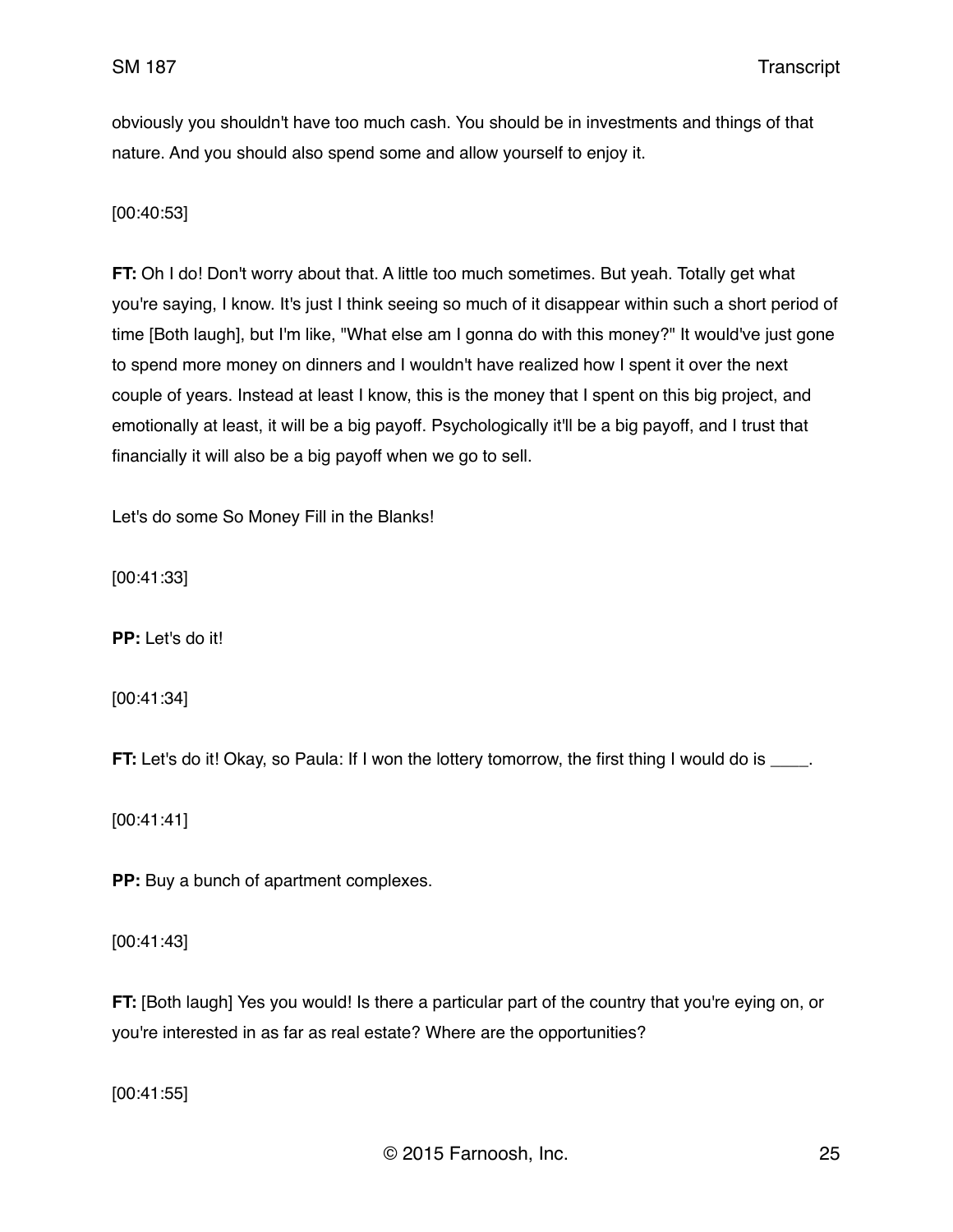obviously you shouldn't have too much cash. You should be in investments and things of that nature. And you should also spend some and allow yourself to enjoy it.

[00:40:53]

**FT:** Oh I do! Don't worry about that. A little too much sometimes. But yeah. Totally get what you're saying, I know. It's just I think seeing so much of it disappear within such a short period of time [Both laugh], but I'm like, "What else am I gonna do with this money?" It would've just gone to spend more money on dinners and I wouldn't have realized how I spent it over the next couple of years. Instead at least I know, this is the money that I spent on this big project, and emotionally at least, it will be a big payoff. Psychologically it'll be a big payoff, and I trust that financially it will also be a big payoff when we go to sell.

Let's do some So Money Fill in the Blanks!

[00:41:33]

**PP:** Let's do it!

[00:41:34]

**FT:** Let's do it! Okay, so Paula: If I won the lottery tomorrow, the first thing I would do is ____.

[00:41:41]

**PP:** Buy a bunch of apartment complexes.

[00:41:43]

**FT:** [Both laugh] Yes you would! Is there a particular part of the country that you're eying on, or you're interested in as far as real estate? Where are the opportunities?

[00:41:55]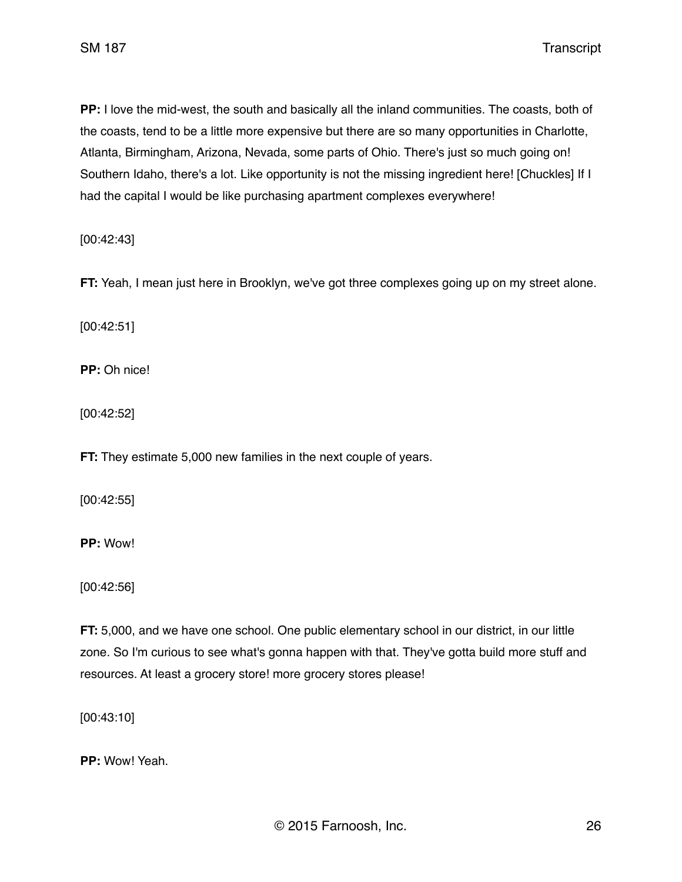**PP:** I love the mid-west, the south and basically all the inland communities. The coasts, both of the coasts, tend to be a little more expensive but there are so many opportunities in Charlotte, Atlanta, Birmingham, Arizona, Nevada, some parts of Ohio. There's just so much going on! Southern Idaho, there's a lot. Like opportunity is not the missing ingredient here! [Chuckles] If I had the capital I would be like purchasing apartment complexes everywhere!

[00:42:43]

**FT:** Yeah, I mean just here in Brooklyn, we've got three complexes going up on my street alone.

[00:42:51]

**PP:** Oh nice!

[00:42:52]

**FT:** They estimate 5,000 new families in the next couple of years.

[00:42:55]

**PP:** Wow!

[00:42:56]

**FT:** 5,000, and we have one school. One public elementary school in our district, in our little zone. So I'm curious to see what's gonna happen with that. They've gotta build more stuff and resources. At least a grocery store! more grocery stores please!

[00:43:10]

**PP:** Wow! Yeah.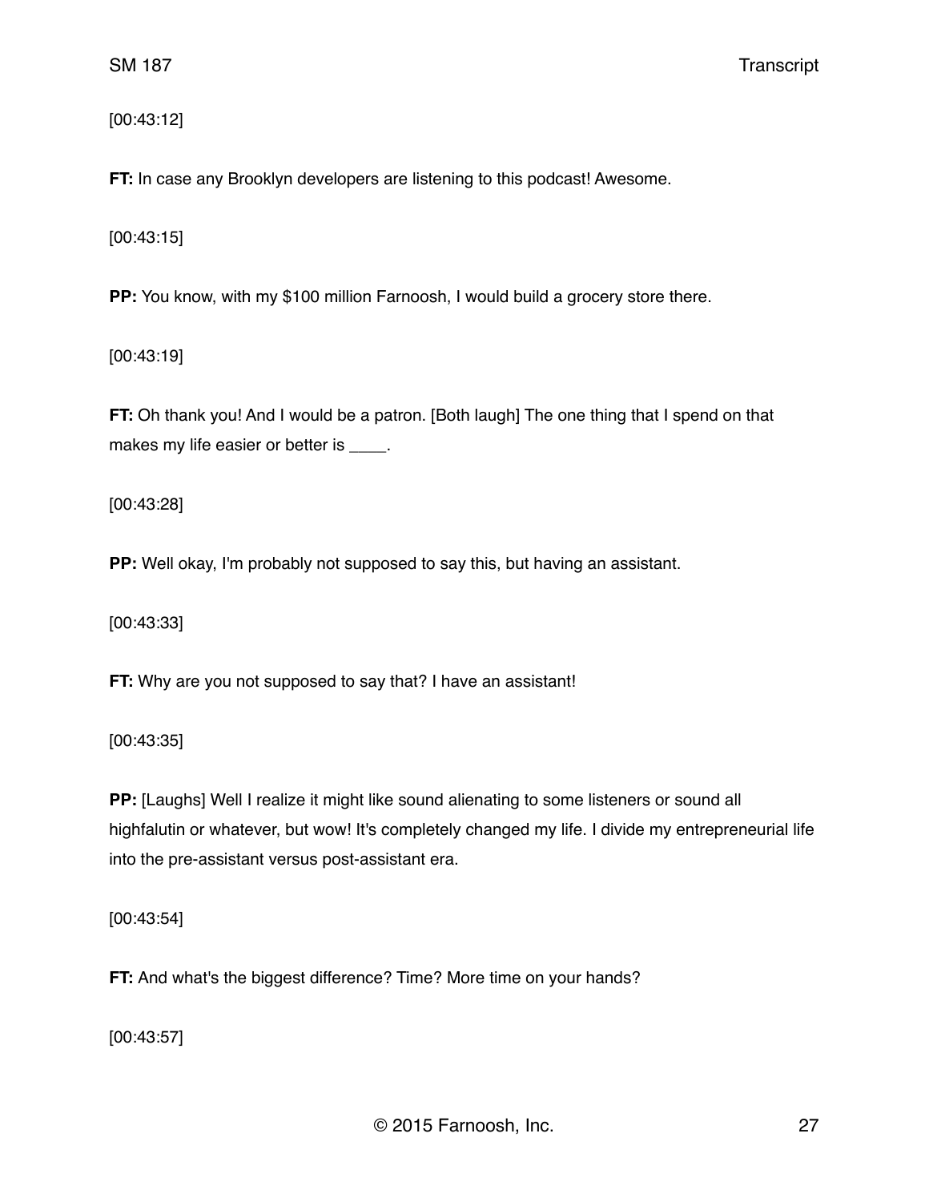[00:43:12]

**FT:** In case any Brooklyn developers are listening to this podcast! Awesome.

[00:43:15]

**PP:** You know, with my $100 million Farnoosh, I would build a grocery store there.

[00:43:19]

**FT:** Oh thank you! And I would be a patron. [Both laugh] The one thing that I spend on that makes my life easier or better is ____.

[00:43:28]

**PP:** Well okay, I'm probably not supposed to say this, but having an assistant.

[00:43:33]

**FT:** Why are you not supposed to say that? I have an assistant!

[00:43:35]

**PP:** [Laughs] Well I realize it might like sound alienating to some listeners or sound all highfalutin or whatever, but wow! It's completely changed my life. I divide my entrepreneurial life into the pre-assistant versus post-assistant era.

[00:43:54]

**FT:** And what's the biggest difference? Time? More time on your hands?

[00:43:57]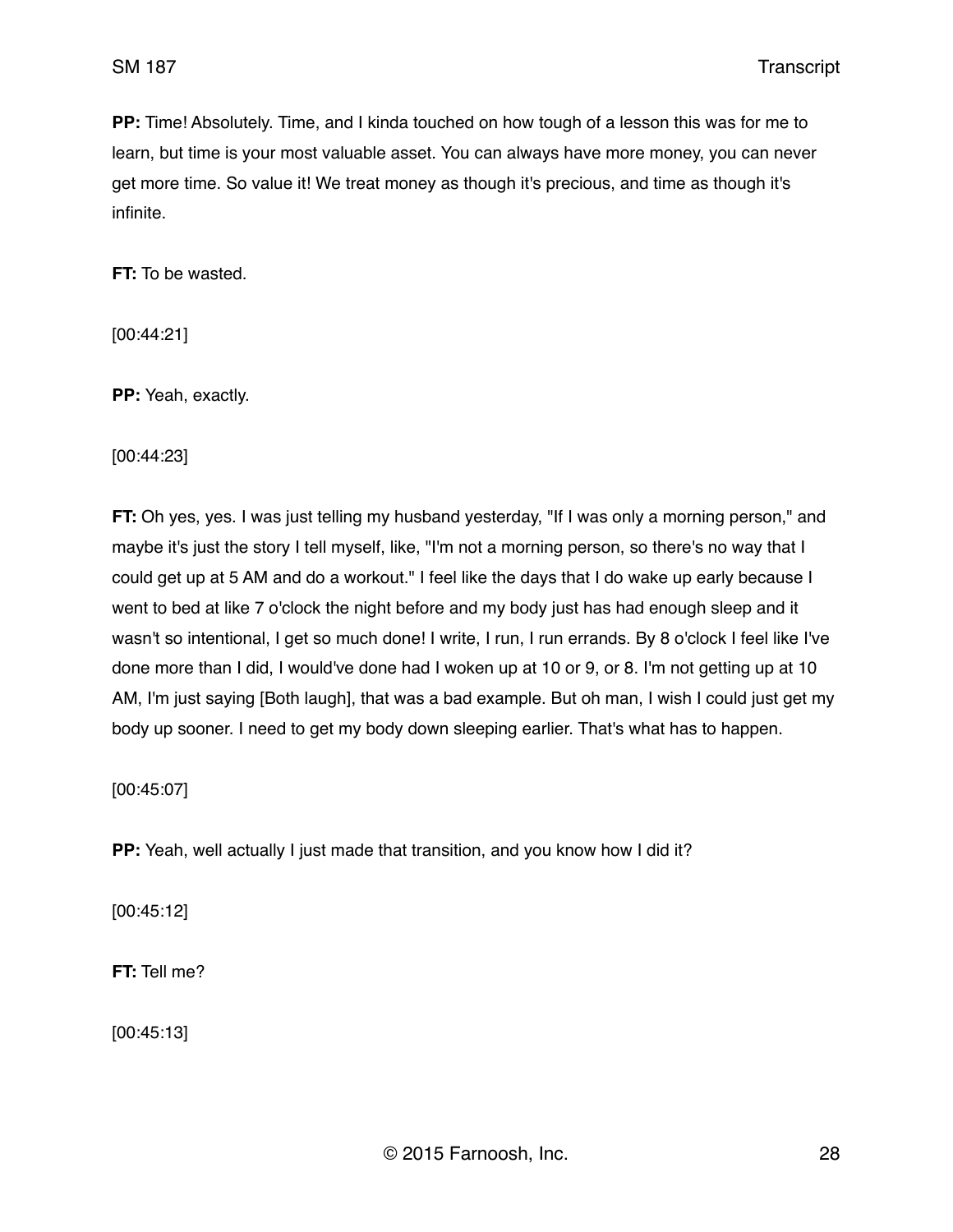**PP:** Time! Absolutely. Time, and I kinda touched on how tough of a lesson this was for me to learn, but time is your most valuable asset. You can always have more money, you can never get more time. So value it! We treat money as though it's precious, and time as though it's infinite.

**FT:** To be wasted.

[00:44:21]

**PP:** Yeah, exactly.

[00:44:23]

**FT:** Oh yes, yes. I was just telling my husband yesterday, "If I was only a morning person," and maybe it's just the story I tell myself, like, "I'm not a morning person, so there's no way that I could get up at 5 AM and do a workout." I feel like the days that I do wake up early because I went to bed at like 7 o'clock the night before and my body just has had enough sleep and it wasn't so intentional, I get so much done! I write, I run, I run errands. By 8 o'clock I feel like I've done more than I did, I would've done had I woken up at 10 or 9, or 8. I'm not getting up at 10 AM, I'm just saying [Both laugh], that was a bad example. But oh man, I wish I could just get my body up sooner. I need to get my body down sleeping earlier. That's what has to happen.

[00:45:07]

**PP:** Yeah, well actually I just made that transition, and you know how I did it?

[00:45:12]

**FT:** Tell me?

[00:45:13]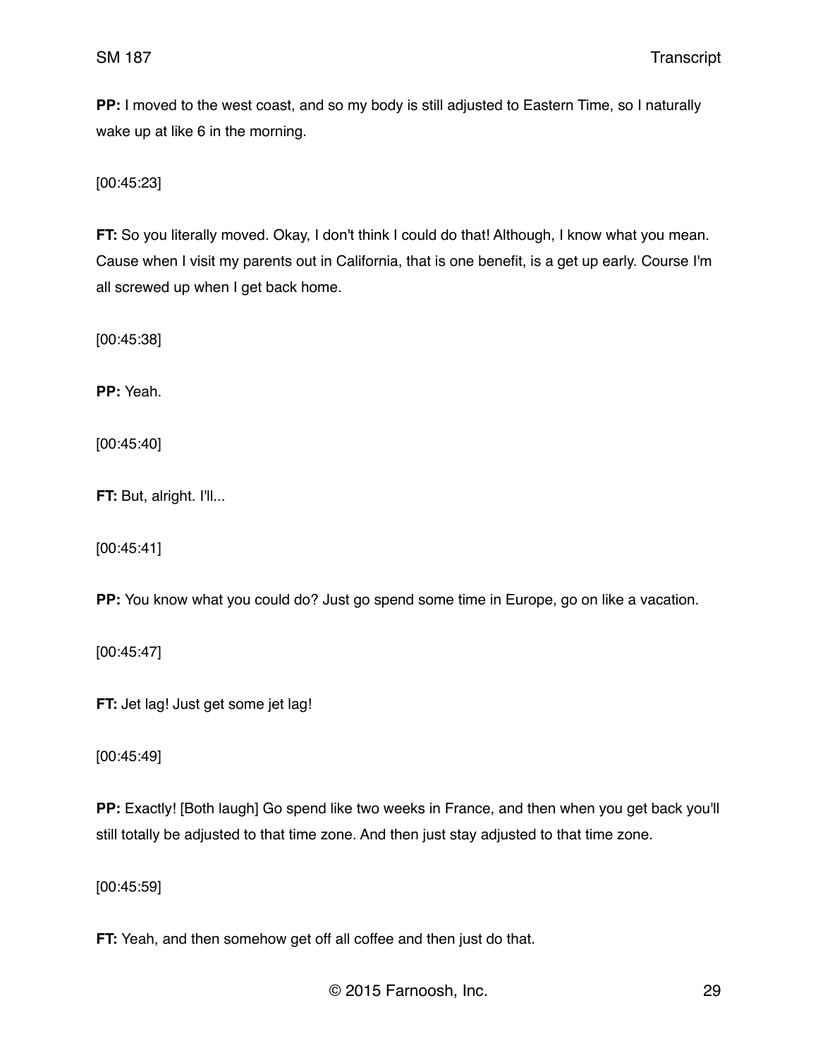**PP:** I moved to the west coast, and so my body is still adjusted to Eastern Time, so I naturally wake up at like 6 in the morning.

[00:45:23]

**FT:** So you literally moved. Okay, I don't think I could do that! Although, I know what you mean. Cause when I visit my parents out in California, that is one benefit, is a get up early. Course I'm all screwed up when I get back home.

[00:45:38]

**PP:** Yeah.

[00:45:40]

**FT:** But, alright. I'll...

[00:45:41]

**PP:** You know what you could do? Just go spend some time in Europe, go on like a vacation.

[00:45:47]

**FT:** Jet lag! Just get some jet lag!

[00:45:49]

**PP:** Exactly! [Both laugh] Go spend like two weeks in France, and then when you get back you'll still totally be adjusted to that time zone. And then just stay adjusted to that time zone.

[00:45:59]

**FT:** Yeah, and then somehow get off all coffee and then just do that.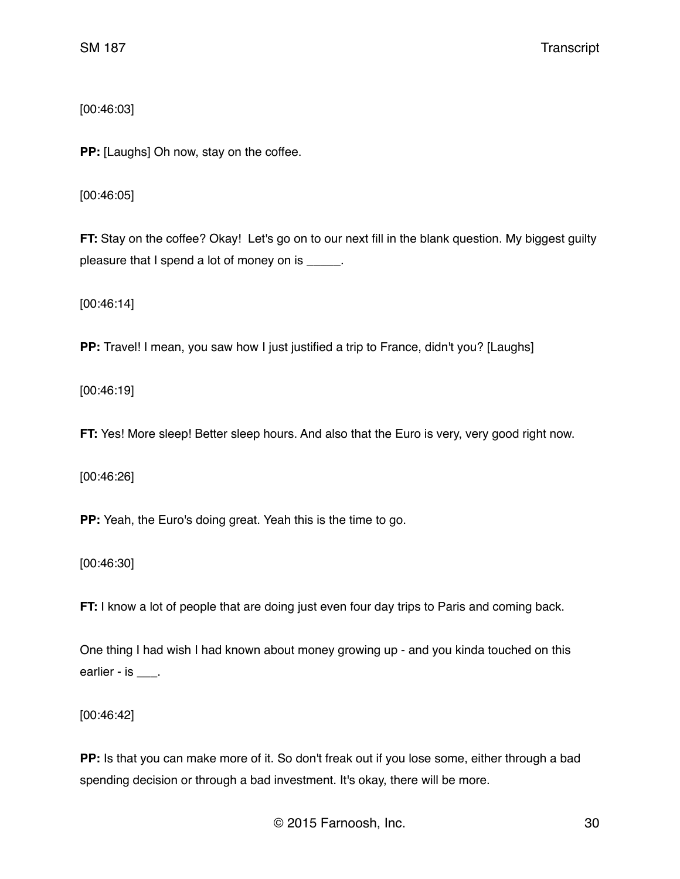[00:46:03]

**PP:** [Laughs] Oh now, stay on the coffee.

[00:46:05]

**FT:** Stay on the coffee? Okay!  Let's go on to our next fill in the blank question. My biggest guilty pleasure that I spend a lot of money on is _____.

[00:46:14]

**PP:** Travel! I mean, you saw how I just justified a trip to France, didn't you? [Laughs]

[00:46:19]

**FT:** Yes! More sleep! Better sleep hours. And also that the Euro is very, very good right now.

[00:46:26]

**PP:** Yeah, the Euro's doing great. Yeah this is the time to go.

[00:46:30]

**FT:** I know a lot of people that are doing just even four day trips to Paris and coming back.

One thing I had wish I had known about money growing up - and you kinda touched on this earlier - is ___.

[00:46:42]

**PP:** Is that you can make more of it. So don't freak out if you lose some, either through a bad spending decision or through a bad investment. It's okay, there will be more.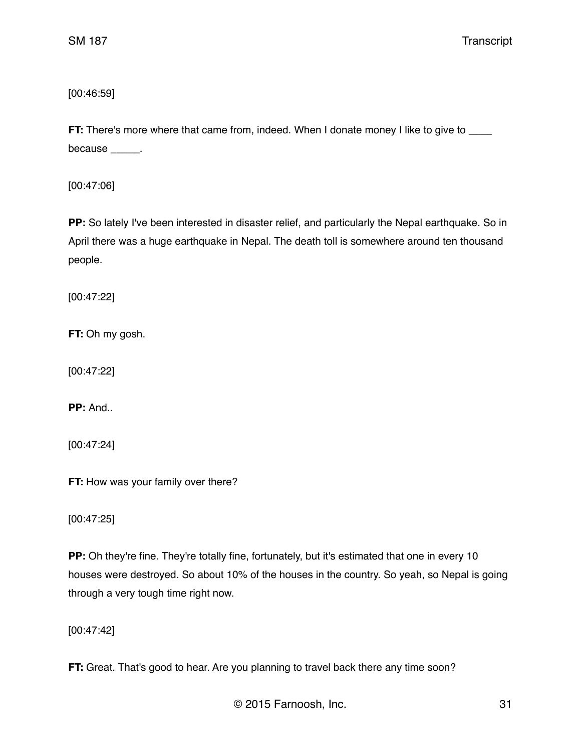[00:46:59]

**FT:** There's more where that came from, indeed. When I donate money I like to give to ____ because _____.

[00:47:06]

**PP:** So lately I've been interested in disaster relief, and particularly the Nepal earthquake. So in April there was a huge earthquake in Nepal. The death toll is somewhere around ten thousand people.

[00:47:22]

**FT:** Oh my gosh.

[00:47:22]

**PP:** And..

[00:47:24]

**FT:** How was your family over there?

[00:47:25]

**PP:** Oh they're fine. They're totally fine, fortunately, but it's estimated that one in every 10 houses were destroyed. So about 10% of the houses in the country. So yeah, so Nepal is going through a very tough time right now.

[00:47:42]

**FT:** Great. That's good to hear. Are you planning to travel back there any time soon?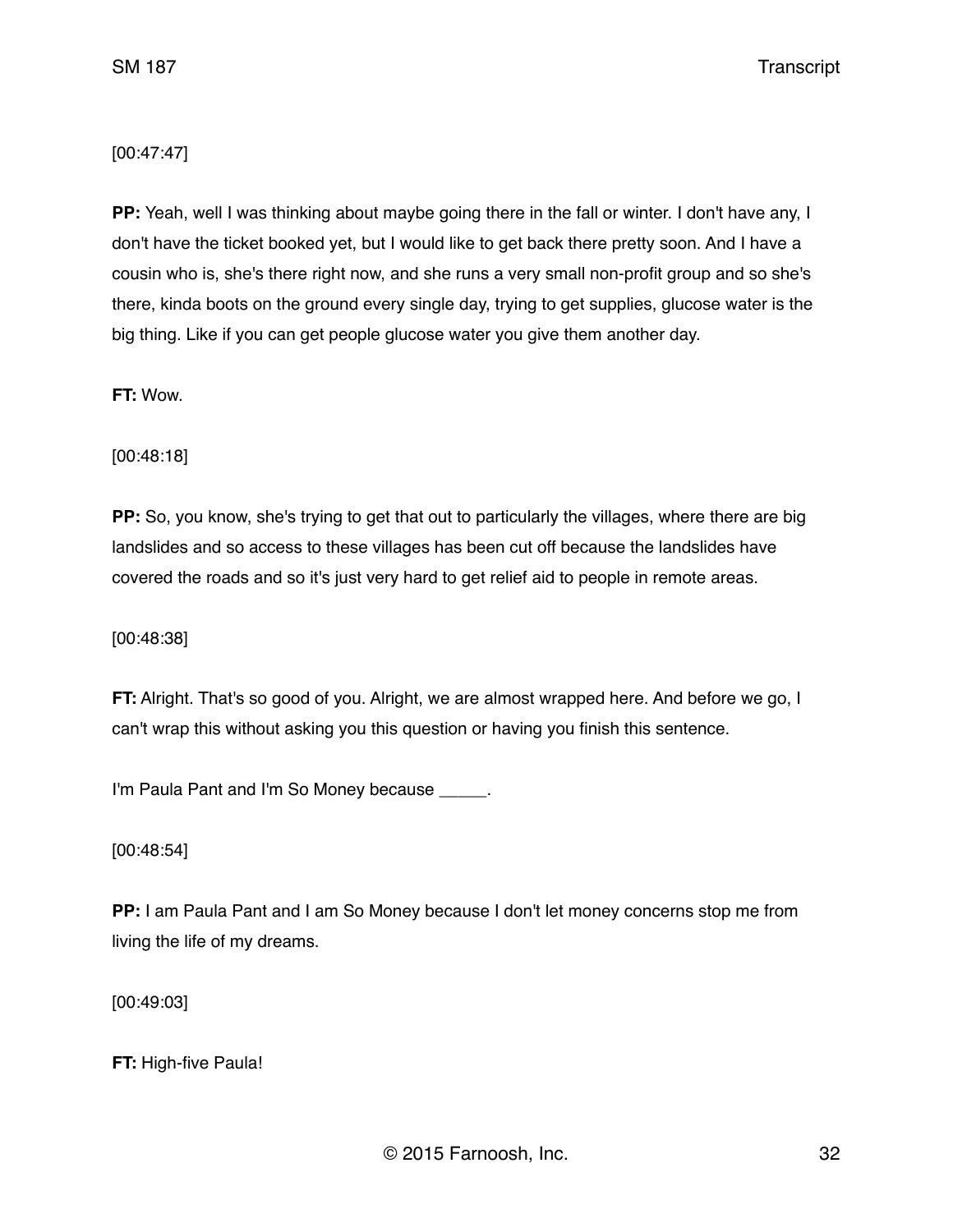[00:47:47]

**PP:** Yeah, well I was thinking about maybe going there in the fall or winter. I don't have any, I don't have the ticket booked yet, but I would like to get back there pretty soon. And I have a cousin who is, she's there right now, and she runs a very small non-profit group and so she's there, kinda boots on the ground every single day, trying to get supplies, glucose water is the big thing. Like if you can get people glucose water you give them another day.

**FT:** Wow.

[00:48:18]

**PP:** So, you know, she's trying to get that out to particularly the villages, where there are big landslides and so access to these villages has been cut off because the landslides have covered the roads and so it's just very hard to get relief aid to people in remote areas.

[00:48:38]

**FT:** Alright. That's so good of you. Alright, we are almost wrapped here. And before we go, I can't wrap this without asking you this question or having you finish this sentence.

I'm Paula Pant and I'm So Money because _____.

[00:48:54]

**PP:** I am Paula Pant and I am So Money because I don't let money concerns stop me from living the life of my dreams.

[00:49:03]

**FT:** High-five Paula!

© 2015 Farnoosh, Inc.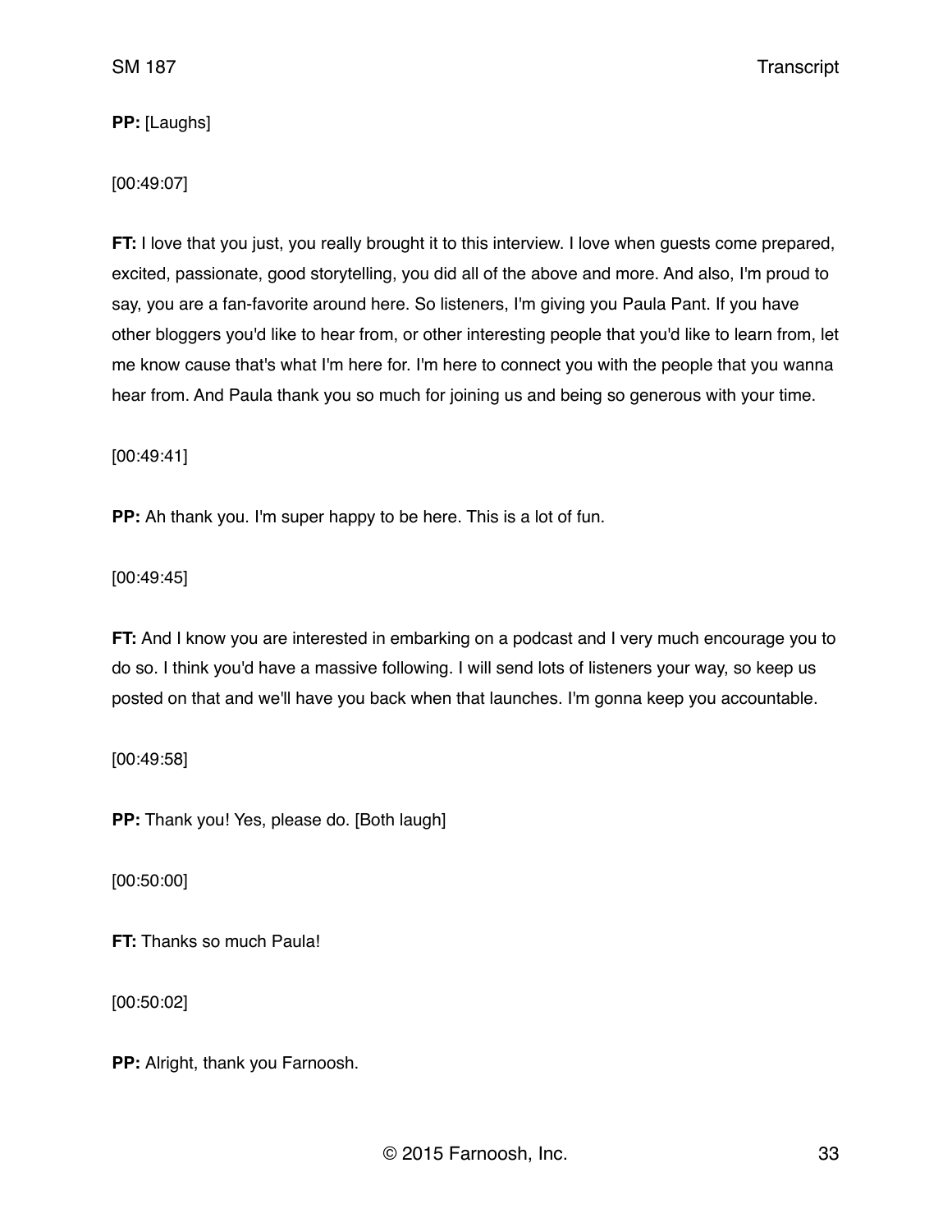**PP:** [Laughs]

[00:49:07]

**FT:** I love that you just, you really brought it to this interview. I love when guests come prepared, excited, passionate, good storytelling, you did all of the above and more. And also, I'm proud to say, you are a fan-favorite around here. So listeners, I'm giving you Paula Pant. If you have other bloggers you'd like to hear from, or other interesting people that you'd like to learn from, let me know cause that's what I'm here for. I'm here to connect you with the people that you wanna hear from. And Paula thank you so much for joining us and being so generous with your time.

[00:49:41]

**PP:** Ah thank you. I'm super happy to be here. This is a lot of fun.

[00:49:45]

**FT:** And I know you are interested in embarking on a podcast and I very much encourage you to do so. I think you'd have a massive following. I will send lots of listeners your way, so keep us posted on that and we'll have you back when that launches. I'm gonna keep you accountable.

[00:49:58]

**PP:** Thank you! Yes, please do. [Both laugh]

[00:50:00]

**FT:** Thanks so much Paula!

[00:50:02]

**PP:** Alright, thank you Farnoosh.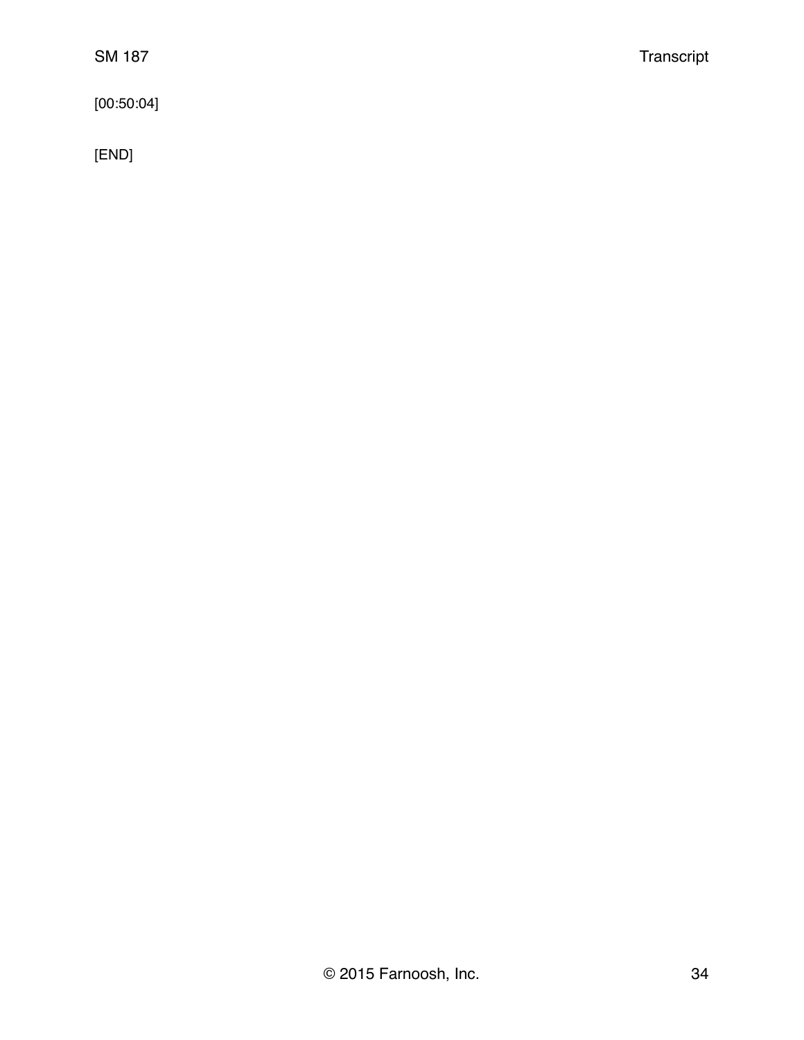[00:50:04]

[END]